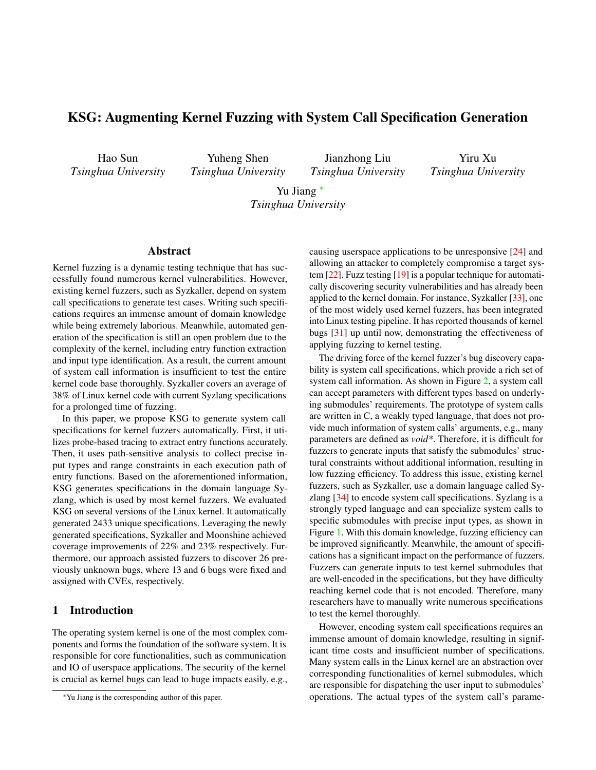# KSG: Augmenting Kernel Fuzzing with System Call Specification Generation

Hao Sun
*Tsinghua University*

Yuheng Shen
*Tsinghua University*

Jianzhong Liu
*Tsinghua University*

Yiru Xu
*Tsinghua University*

Yu Jiang [*]
*Tsinghua University*

## Abstract

Kernel fuzzing is a dynamic testing technique that has successfully found numerous kernel vulnerabilities. However, existing kernel fuzzers, such as Syzkaller, depend on system call specifications to generate test cases. Writing such specifications requires an immense amount of domain knowledge while being extremely laborious. Meanwhile, automated generation of the specification is still an open problem due to the complexity of the kernel, including entry function extraction and input type identification. As a result, the current amount of system call information is insufficient to test the entire kernel code base thoroughly. Syzkaller covers an average of 38% of Linux kernel code with current Syzlang specifications for a prolonged time of fuzzing.

In this paper, we propose KSG to generate system call specifications for kernel fuzzers automatically. First, it utilizes probe-based tracing to extract entry functions accurately. Then, it uses path-sensitive analysis to collect precise input types and range constraints in each execution path of entry functions. Based on the aforementioned information, KSG generates specifications in the domain language Syzlang, which is used by most kernel fuzzers. We evaluated KSG on several versions of the Linux kernel. It automatically generated 2433 unique specifications. Leveraging the newly generated specifications, Syzkaller and Moonshine achieved coverage improvements of 22% and 23% respectively. Furthermore, our approach assisted fuzzers to discover 26 previously unknown bugs, where 13 and 6 bugs were fixed and assigned with CVEs, respectively.

## 1 Introduction

The operating system kernel is one of the most complex components and forms the foundation of the software system. It is responsible for core functionalities, such as communication and IO of userspace applications. The security of the kernel is crucial as kernel bugs can lead to huge impacts easily, e.g., causing userspace applications to be unresponsive [24] and allowing an attacker to completely compromise a target system [22]. Fuzz testing [19] is a popular technique for automatically discovering security vulnerabilities and has already been applied to the kernel domain. For instance, Syzkaller [33], one of the most widely used kernel fuzzers, has been integrated into Linux testing pipeline. It has reported thousands of kernel bugs [31] up until now, demonstrating the effectiveness of applying fuzzing to kernel testing.

The driving force of the kernel fuzzer's bug discovery capability is system call specifications, which provide a rich set of system call information. As shown in Figure 2, a system call can accept parameters with different types based on underlying submodules' requirements. The prototype of system calls are written in C, a weakly typed language, that does not provide much information of system calls' arguments, e.g., many parameters are defined as *void\**. Therefore, it is difficult for fuzzers to generate inputs that satisfy the submodules' structural constraints without additional information, resulting in low fuzzing efficiency. To address this issue, existing kernel fuzzers, such as Syzkaller, use a domain language called Syzlang [34] to encode system call specifications. Syzlang is a strongly typed language and can specialize system calls to specific submodules with precise input types, as shown in Figure 1. With this domain knowledge, fuzzing efficiency can be improved significantly. Meanwhile, the amount of specifications has a significant impact on the performance of fuzzers. Fuzzers can generate inputs to test kernel submodules that are well-encoded in the specifications, but they have difficulty reaching kernel code that is not encoded. Therefore, many researchers have to manually write numerous specifications to test the kernel thoroughly.

However, encoding system call specifications requires an immense amount of domain knowledge, resulting in significant time costs and insufficient number of specifications. Many system calls in the Linux kernel are an abstraction over corresponding functionalities of kernel submodules, which are responsible for dispatching the user input to submodules' operations. The actual types of the system call's parame-

[*]Yu Jiang is the corresponding author of this paper.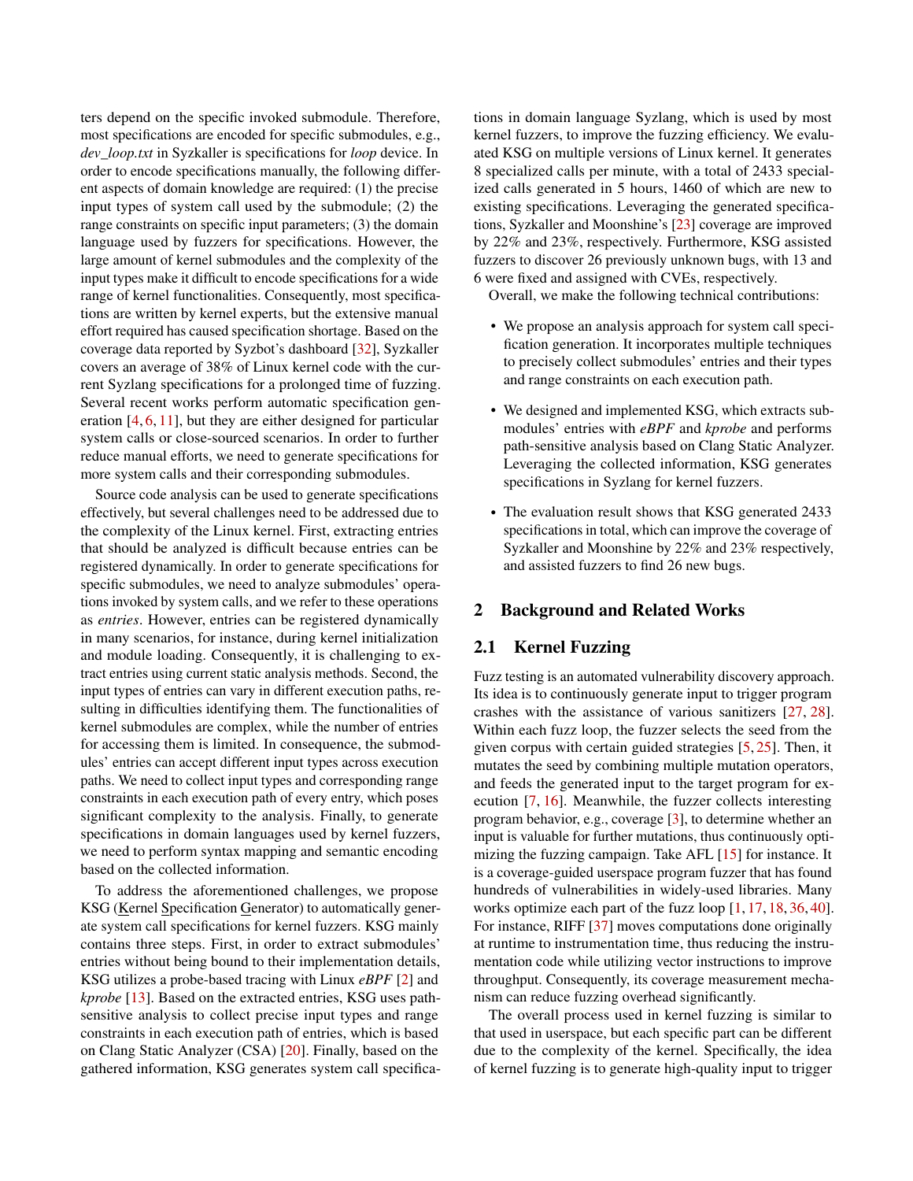ters depend on the specific invoked submodule. Therefore, most specifications are encoded for specific submodules, e.g., *dev_loop.txt* in Syzkaller is specifications for *loop* device. In order to encode specifications manually, the following different aspects of domain knowledge are required: (1) the precise input types of system call used by the submodule; (2) the range constraints on specific input parameters; (3) the domain language used by fuzzers for specifications. However, the large amount of kernel submodules and the complexity of the input types make it difficult to encode specifications for a wide range of kernel functionalities. Consequently, most specifications are written by kernel experts, but the extensive manual effort required has caused specification shortage. Based on the coverage data reported by Syzbot's dashboard [32], Syzkaller covers an average of 38% of Linux kernel code with the current Syzlang specifications for a prolonged time of fuzzing. Several recent works perform automatic specification generation [4, 6, 11], but they are either designed for particular system calls or close-sourced scenarios. In order to further reduce manual efforts, we need to generate specifications for more system calls and their corresponding submodules.

Source code analysis can be used to generate specifications effectively, but several challenges need to be addressed due to the complexity of the Linux kernel. First, extracting entries that should be analyzed is difficult because entries can be registered dynamically. In order to generate specifications for specific submodules, we need to analyze submodules' operations invoked by system calls, and we refer to these operations as *entries*. However, entries can be registered dynamically in many scenarios, for instance, during kernel initialization and module loading. Consequently, it is challenging to extract entries using current static analysis methods. Second, the input types of entries can vary in different execution paths, resulting in difficulties identifying them. The functionalities of kernel submodules are complex, while the number of entries for accessing them is limited. In consequence, the submodules' entries can accept different input types across execution paths. We need to collect input types and corresponding range constraints in each execution path of every entry, which poses significant complexity to the analysis. Finally, to generate specifications in domain languages used by kernel fuzzers, we need to perform syntax mapping and semantic encoding based on the collected information.

To address the aforementioned challenges, we propose KSG (Kernel Specification Generator) to automatically generate system call specifications for kernel fuzzers. KSG mainly contains three steps. First, in order to extract submodules' entries without being bound to their implementation details, KSG utilizes a probe-based tracing with Linux *eBPF* [2] and *kprobe* [13]. Based on the extracted entries, KSG uses path-sensitive analysis to collect precise input types and range constraints in each execution path of entries, which is based on Clang Static Analyzer (CSA) [20]. Finally, based on the gathered information, KSG generates system call specifications in domain language Syzlang, which is used by most kernel fuzzers, to improve the fuzzing efficiency. We evaluated KSG on multiple versions of Linux kernel. It generates 8 specialized calls per minute, with a total of 2433 specialized calls generated in 5 hours, 1460 of which are new to existing specifications. Leveraging the generated specifications, Syzkaller and Moonshine's [23] coverage are improved by 22% and 23%, respectively. Furthermore, KSG assisted fuzzers to discover 26 previously unknown bugs, with 13 and 6 were fixed and assigned with CVEs, respectively.

Overall, we make the following technical contributions:

- We propose an analysis approach for system call specification generation. It incorporates multiple techniques to precisely collect submodules' entries and their types and range constraints on each execution path.
- We designed and implemented KSG, which extracts submodules' entries with *eBPF* and *kprobe* and performs path-sensitive analysis based on Clang Static Analyzer. Leveraging the collected information, KSG generates specifications in Syzlang for kernel fuzzers.
- The evaluation result shows that KSG generated 2433 specifications in total, which can improve the coverage of Syzkaller and Moonshine by 22% and 23% respectively, and assisted fuzzers to find 26 new bugs.

## 2 Background and Related Works

### 2.1 Kernel Fuzzing

Fuzz testing is an automated vulnerability discovery approach. Its idea is to continuously generate input to trigger program crashes with the assistance of various sanitizers [27, 28]. Within each fuzz loop, the fuzzer selects the seed from the given corpus with certain guided strategies [5, 25]. Then, it mutates the seed by combining multiple mutation operators, and feeds the generated input to the target program for execution [7, 16]. Meanwhile, the fuzzer collects interesting program behavior, e.g., coverage [3], to determine whether an input is valuable for further mutations, thus continuously optimizing the fuzzing campaign. Take AFL [15] for instance. It is a coverage-guided userspace program fuzzer that has found hundreds of vulnerabilities in widely-used libraries. Many works optimize each part of the fuzz loop [1, 17, 18, 36, 40]. For instance, RIFF [37] moves computations done originally at runtime to instrumentation time, thus reducing the instrumentation code while utilizing vector instructions to improve throughput. Consequently, its coverage measurement mechanism can reduce fuzzing overhead significantly.

The overall process used in kernel fuzzing is similar to that used in userspace, but each specific part can be different due to the complexity of the kernel. Specifically, the idea of kernel fuzzing is to generate high-quality input to trigger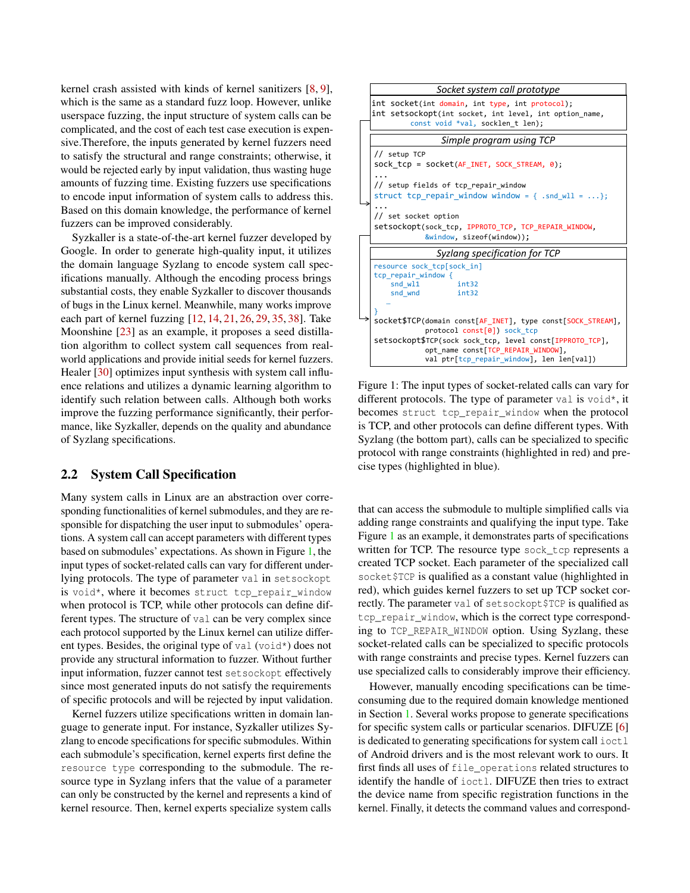kernel crash assisted with kinds of kernel sanitizers [8, 9], which is the same as a standard fuzz loop. However, unlike userspace fuzzing, the input structure of system calls can be complicated, and the cost of each test case execution is expensive.Therefore, the inputs generated by kernel fuzzers need to satisfy the structural and range constraints; otherwise, it would be rejected early by input validation, thus wasting huge amounts of fuzzing time. Existing fuzzers use specifications to encode input information of system calls to address this. Based on this domain knowledge, the performance of kernel fuzzers can be improved considerably.

Syzkaller is a state-of-the-art kernel fuzzer developed by Google. In order to generate high-quality input, it utilizes the domain language Syzlang to encode system call specifications manually. Although the encoding process brings substantial costs, they enable Syzkaller to discover thousands of bugs in the Linux kernel. Meanwhile, many works improve each part of kernel fuzzing [12, 14, 21, 26, 29, 35, 38]. Take Moonshine [23] as an example, it proposes a seed distillation algorithm to collect system call sequences from real-world applications and provide initial seeds for kernel fuzzers. Healer [30] optimizes input synthesis with system call influence relations and utilizes a dynamic learning algorithm to identify such relation between calls. Although both works improve the fuzzing performance significantly, their performance, like Syzkaller, depends on the quality and abundance of Syzlang specifications.

## 2.2 System Call Specification

Many system calls in Linux are an abstraction over corresponding functionalities of kernel submodules, and they are responsible for dispatching the user input to submodules' operations. A system call can accept parameters with different types based on submodules' expectations. As shown in Figure 1, the input types of socket-related calls can vary for different underlying protocols. The type of parameter `val` in `setsockopt` is `void*`, where it becomes `struct tcp_repair_window` when protocol is TCP, while other protocols can define different types. The structure of `val` can be very complex since each protocol supported by the Linux kernel can utilize different types. Besides, the original type of `val` (`void*`) does not provide any structural information to fuzzer. Without further input information, fuzzer cannot test `setsockopt` effectively since most generated inputs do not satisfy the requirements of specific protocols and will be rejected by input validation.

Kernel fuzzers utilize specifications written in domain language to generate input. For instance, Syzkaller utilizes Syzlang to encode specifications for specific submodules. Within each submodule's specification, kernel experts first define the `resource type` corresponding to the submodule. The resource type in Syzlang infers that the value of a parameter can only be constructed by the kernel and represents a kind of kernel resource. Then, kernel experts specialize system calls that can access the submodule to multiple simplified calls via adding range constraints and qualifying the input type. Take Figure 1 as an example, it demonstrates parts of specifications written for TCP. The resource type `sock_tcp` represents a created TCP socket. Each parameter of the specialized call `socket$TCP` is qualified as a constant value (highlighted in red), which guides kernel fuzzers to set up TCP socket correctly. The parameter `val` of `setsockopt$TCP` is qualified as `tcp_repair_window`, which is the correct type corresponding to `TCP_REPAIR_WINDOW` option. Using Syzlang, these socket-related calls can be specialized to specific protocols with range constraints and precise types. Kernel fuzzers can use specialized calls to considerably improve their efficiency.

*Socket system call prototype*

```
int socket(int domain, int type, int protocol);
int setsockopt(int socket, int level, int option_name,
        const void *val, socklen_t len);
```

*Simple program using TCP*

```
// setup TCP
sock_tcp = socket(AF_INET, SOCK_STREAM, 0);
...
// setup fields of tcp_repair_window
struct tcp_repair_window window = { .snd_wl1 = ...};
...
// set socket option
setsockopt(sock_tcp, IPPROTO_TCP, TCP_REPAIR_WINDOW,
           &window, sizeof(window));
```

*Syzlang specification for TCP*

```
resource sock_tcp[sock_in]
tcp_repair_window {
    snd_wl1         int32
    snd_wnd         int32
    …
}
socket$TCP(domain const[AF_INET], type const[SOCK_STREAM],
           protocol const[0]) sock_tcp
setsockopt$TCP(sock sock_tcp, level const[IPPROTO_TCP],
           opt_name const[TCP_REPAIR_WINDOW],
           val ptr[tcp_repair_window], len len[val])
```

Figure 1: The input types of socket-related calls can vary for different protocols. The type of parameter `val` is `void*`, it becomes `struct tcp_repair_window` when the protocol is TCP, and other protocols can define different types. With Syzlang (the bottom part), calls can be specialized to specific protocol with range constraints (highlighted in red) and precise types (highlighted in blue).

However, manually encoding specifications can be time-consuming due to the required domain knowledge mentioned in Section 1. Several works propose to generate specifications for specific system calls or particular scenarios. DIFUZE [6] is dedicated to generating specifications for system call `ioctl` of Android drivers and is the most relevant work to ours. It first finds all uses of `file_operations` related structures to identify the handle of `ioctl`. DIFUZE then tries to extract the device name from specific registration functions in the kernel. Finally, it detects the command values and correspond-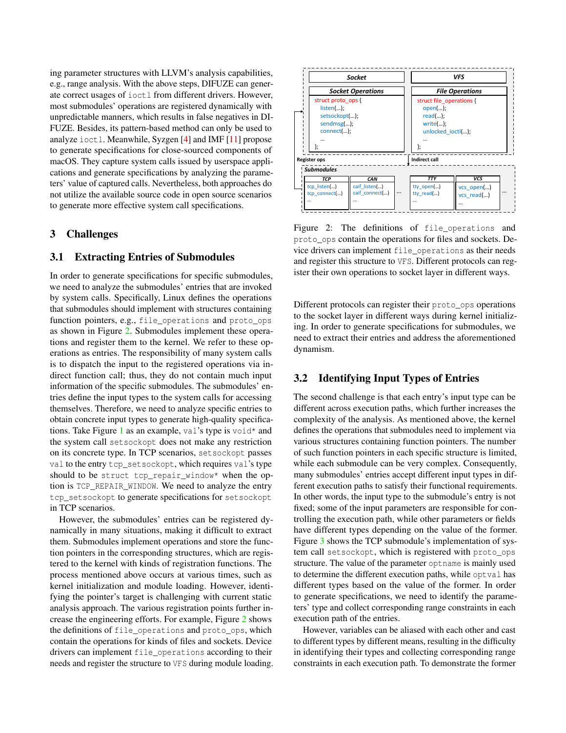ing parameter structures with LLVM's analysis capabilities, e.g., range analysis. With the above steps, DIFUZE can generate correct usages of `ioctl` from different drivers. However, most submodules' operations are registered dynamically with unpredictable manners, which results in false negatives in DIFUZE. Besides, its pattern-based method can only be used to analyze `ioctl`. Meanwhile, Syzgen [4] and IMF [11] propose to generate specifications for close-sourced components of macOS. They capture system calls issued by userspace applications and generate specifications by analyzing the parameters' value of captured calls. Nevertheless, both approaches do not utilize the available source code in open source scenarios to generate more effective system call specifications.

# 3 Challenges

## 3.1 Extracting Entries of Submodules

In order to generate specifications for specific submodules, we need to analyze the submodules' entries that are invoked by system calls. Specifically, Linux defines the operations that submodules should implement with structures containing function pointers, e.g., `file_operations` and `proto_ops` as shown in Figure 2. Submodules implement these operations and register them to the kernel. We refer to these operations as entries. The responsibility of many system calls is to dispatch the input to the registered operations via indirect function call; thus, they do not contain much input information of the specific submodules. The submodules' entries define the input types to the system calls for accessing themselves. Therefore, we need to analyze specific entries to obtain concrete input types to generate high-quality specifications. Take Figure 1 as an example, `val`'s type is `void*` and the system call `setsockopt` does not make any restriction on its concrete type. In TCP scenarios, `setsockopt` passes `val` to the entry `tcp_setsockopt`, which requires `val`'s type should to be `struct tcp_repair_window*` when the option is `TCP_REPAIR_WINDOW`. We need to analyze the entry `tcp_setsockopt` to generate specifications for `setsockopt` in TCP scenarios.

However, the submodules' entries can be registered dynamically in many situations, making it difficult to extract them. Submodules implement operations and store the function pointers in the corresponding structures, which are registered to the kernel with kinds of registration functions. The process mentioned above occurs at various times, such as kernel initialization and module loading. However, identifying the pointer's target is challenging with current static analysis approach. The various registration points further increase the engineering efforts. For example, Figure 2 shows the definitions of `file_operations` and `proto_ops`, which contain the operations for kinds of files and sockets. Device drivers can implement `file_operations` according to their needs and register the structure to `VFS` during module loading.

```
Socket                                  VFS
Socket Operations                       File Operations
struct proto_ops {                      struct file_operations {
    listen(...);                            open(...);
    setsockopt(...);                        read(...);
    sendmsg(...);                           write(...);
    connect(...);                           unlocked_ioctl(...);
    ...                                     ...
};                                      };
Register ops                            Indirect call
Submodules
TCP              CAN                    TTY            VCS
tcp_listen(...)  caif_listen(...)  ...  tty_open(...)  vcs_open(...)  ...
tcp_connect(...) caif_connect(...)      tty_read(...)  vcs_read(...)
...              ...                    ...            ...
```

Figure 2: The definitions of `file_operations` and `proto_ops` contain the operations for files and sockets. Device drivers can implement `file_operations` as their needs and register this structure to `VFS`. Different protocols can register their own operations to socket layer in different ways.

Different protocols can register their `proto_ops` operations to the socket layer in different ways during kernel initializing. In order to generate specifications for submodules, we need to extract their entries and address the aforementioned dynamism.

## 3.2 Identifying Input Types of Entries

The second challenge is that each entry's input type can be different across execution paths, which further increases the complexity of the analysis. As mentioned above, the kernel defines the operations that submodules need to implement via various structures containing function pointers. The number of such function pointers in each specific structure is limited, while each submodule can be very complex. Consequently, many submodules' entries accept different input types in different execution paths to satisfy their functional requirements. In other words, the input type to the submodule's entry is not fixed; some of the input parameters are responsible for controlling the execution path, while other parameters or fields have different types depending on the value of the former. Figure 3 shows the TCP submodule's implementation of system call `setsockopt`, which is registered with `proto_ops` structure. The value of the parameter `optname` is mainly used to determine the different execution paths, while `optval` has different types based on the value of the former. In order to generate specifications, we need to identify the parameters' type and collect corresponding range constraints in each execution path of the entries.

However, variables can be aliased with each other and cast to different types by different means, resulting in the difficulty in identifying their types and collecting corresponding range constraints in each execution path. To demonstrate the former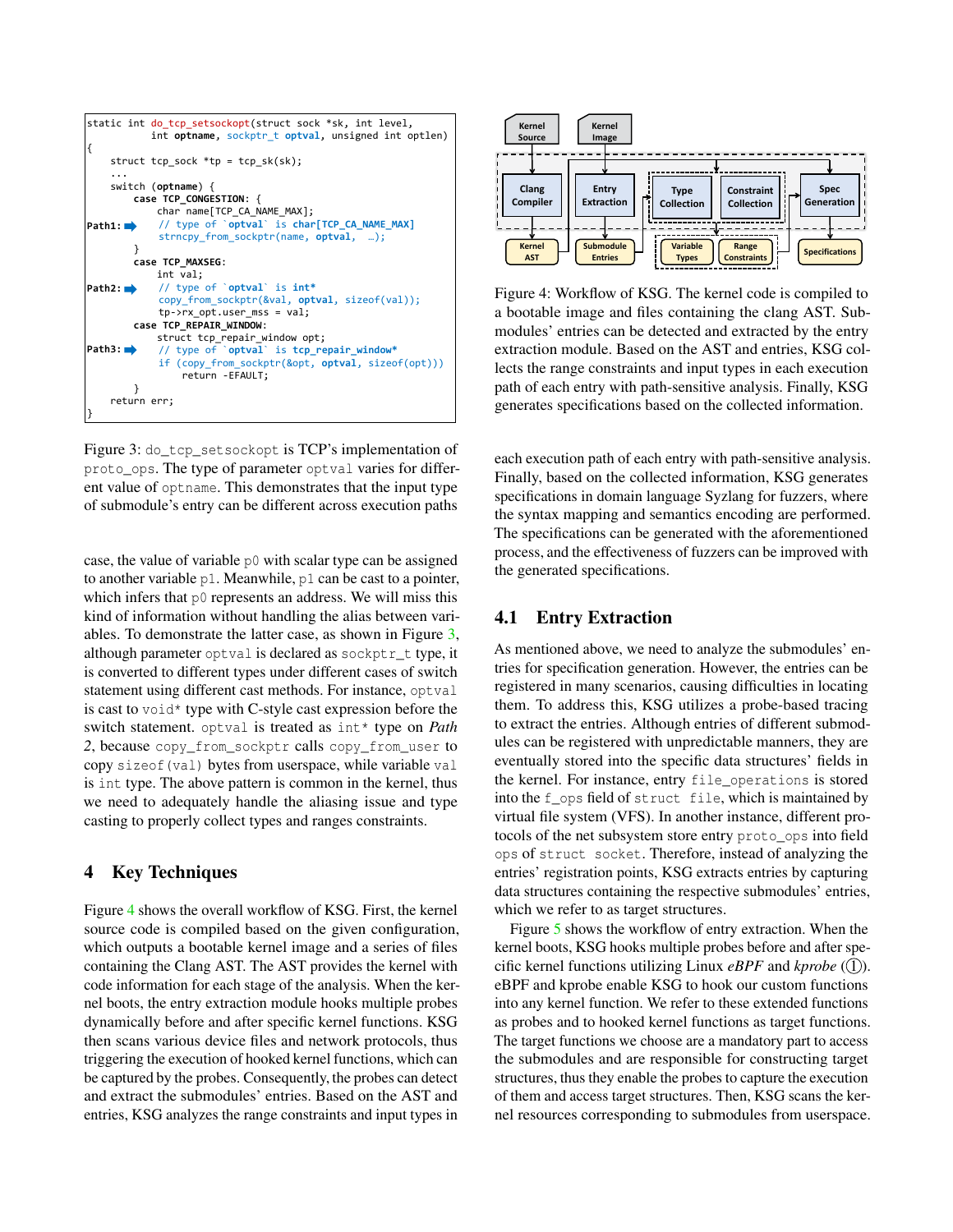```
static int do_tcp_setsockopt(struct sock *sk, int level,
        int optname, sockptr_t optval, unsigned int optlen)
{
    struct tcp_sock *tp = tcp_sk(sk);
    ...
    switch (optname) {
        case TCP_CONGESTION: {
            char name[TCP_CA_NAME_MAX];
Path1:      // type of `optval` is char[TCP_CA_NAME_MAX]
            strncpy_from_sockptr(name, optval,  …);
        }
        case TCP_MAXSEG:
            int val;
Path2:      // type of `optval` is int*
            copy_from_sockptr(&val, optval, sizeof(val));
            tp->rx_opt.user_mss = val;
        case TCP_REPAIR_WINDOW:
            struct tcp_repair_window opt;
Path3:      // type of `optval` is tcp_repair_window*
            if (copy_from_sockptr(&opt, optval, sizeof(opt)))
                return -EFAULT;
        }
    return err;
}
```

Figure 3: `do_tcp_setsockopt` is TCP's implementation of `proto_ops`. The type of parameter `optval` varies for different value of `optname`. This demonstrates that the input type of submodule's entry can be different across execution paths

case, the value of variable `p0` with scalar type can be assigned to another variable `p1`. Meanwhile, `p1` can be cast to a pointer, which infers that `p0` represents an address. We will miss this kind of information without handling the alias between variables. To demonstrate the latter case, as shown in Figure 3, although parameter `optval` is declared as `sockptr_t` type, it is converted to different types under different cases of switch statement using different cast methods. For instance, `optval` is cast to `void*` type with C-style cast expression before the switch statement. `optval` is treated as `int*` type on *Path 2*, because `copy_from_sockptr` calls `copy_from_user` to copy `sizeof(val)` bytes from userspace, while variable `val` is `int` type. The above pattern is common in the kernel, thus we need to adequately handle the aliasing issue and type casting to properly collect types and ranges constraints.

## 4 Key Techniques

Figure 4 shows the overall workflow of KSG. First, the kernel source code is compiled based on the given configuration, which outputs a bootable kernel image and a series of files containing the Clang AST. The AST provides the kernel with code information for each stage of the analysis. When the kernel boots, the entry extraction module hooks multiple probes dynamically before and after specific kernel functions. KSG then scans various device files and network protocols, thus triggering the execution of hooked kernel functions, which can be captured by the probes. Consequently, the probes can detect and extract the submodules' entries. Based on the AST and entries, KSG analyzes the range constraints and input types in each execution path of each entry with path-sensitive analysis. Finally, based on the collected information, KSG generates specifications in domain language Syzlang for fuzzers, where the syntax mapping and semantics encoding are performed. The specifications can be generated with the aforementioned process, and the effectiveness of fuzzers can be improved with the generated specifications.

Figure 4: Workflow of KSG. The kernel code is compiled to a bootable image and files containing the clang AST. Submodules' entries can be detected and extracted by the entry extraction module. Based on the AST and entries, KSG collects the range constraints and input types in each execution path of each entry with path-sensitive analysis. Finally, KSG generates specifications based on the collected information.

### 4.1 Entry Extraction

As mentioned above, we need to analyze the submodules' entries for specification generation. However, the entries can be registered in many scenarios, causing difficulties in locating them. To address this, KSG utilizes a probe-based tracing to extract the entries. Although entries of different submodules can be registered with unpredictable manners, they are eventually stored into the specific data structures' fields in the kernel. For instance, entry `file_operations` is stored into the `f_ops` field of `struct file`, which is maintained by virtual file system (VFS). In another instance, different protocols of the net subsystem store entry `proto_ops` into field `ops` of `struct socket`. Therefore, instead of analyzing the entries' registration points, KSG extracts entries by capturing data structures containing the respective submodules' entries, which we refer to as target structures.

Figure 5 shows the workflow of entry extraction. When the kernel boots, KSG hooks multiple probes before and after specific kernel functions utilizing Linux *eBPF* and *kprobe* (①). eBPF and kprobe enable KSG to hook our custom functions into any kernel function. We refer to these extended functions as probes and to hooked kernel functions as target functions. The target functions we choose are a mandatory part to access the submodules and are responsible for constructing target structures, thus they enable the probes to capture the execution of them and access target structures. Then, KSG scans the kernel resources corresponding to submodules from userspace.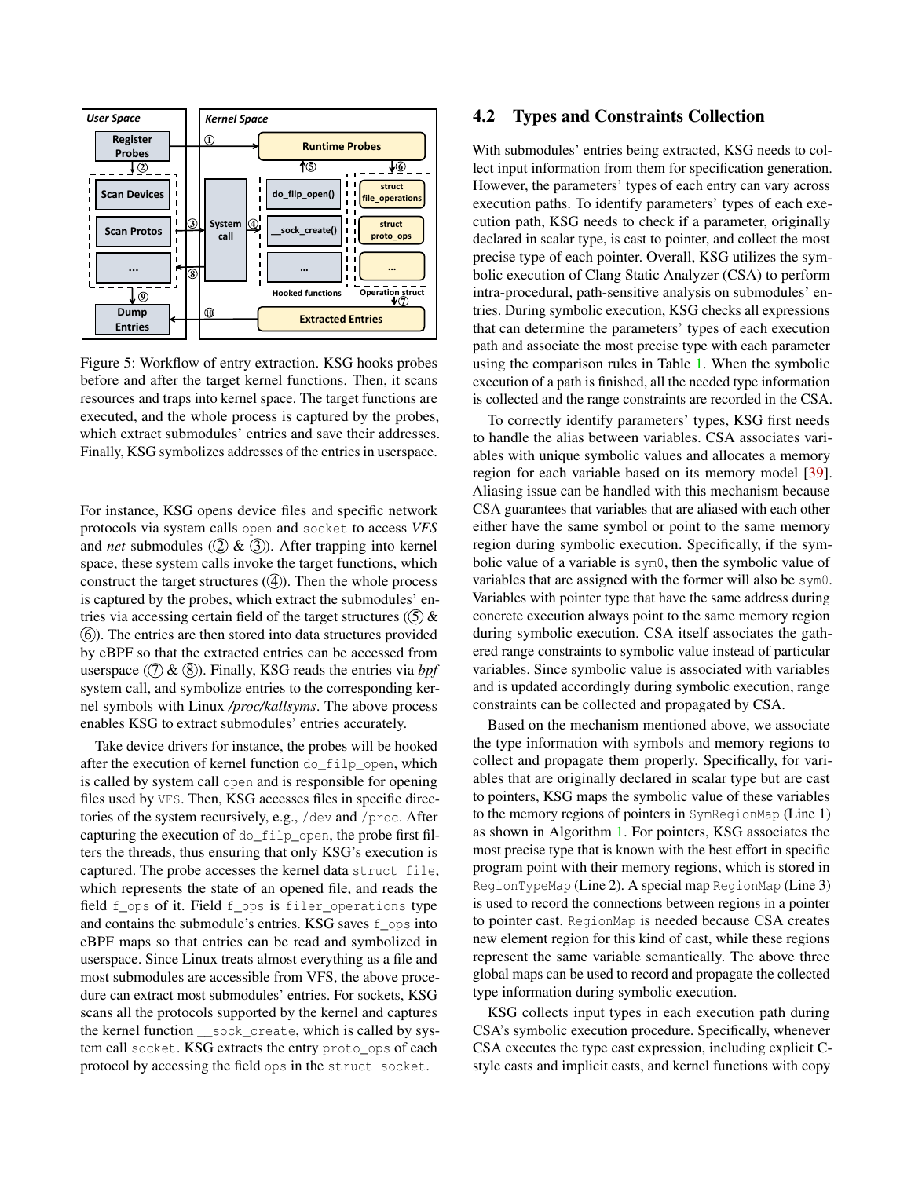Figure 5: Workflow of entry extraction. KSG hooks probes before and after the target kernel functions. Then, it scans resources and traps into kernel space. The target functions are executed, and the whole process is captured by the probes, which extract submodules' entries and save their addresses. Finally, KSG symbolizes addresses of the entries in userspace.

For instance, KSG opens device files and specific network protocols via system calls `open` and `socket` to access *VFS* and *net* submodules (② & ③). After trapping into kernel space, these system calls invoke the target functions, which construct the target structures (④). Then the whole process is captured by the probes, which extract the submodules' entries via accessing certain field of the target structures (⑤ & ⑥). The entries are then stored into data structures provided by eBPF so that the extracted entries can be accessed from userspace (⑦ & ⑧). Finally, KSG reads the entries via *bpf* system call, and symbolize entries to the corresponding kernel symbols with Linux */proc/kallsyms*. The above process enables KSG to extract submodules' entries accurately.

Take device drivers for instance, the probes will be hooked after the execution of kernel function `do_filp_open`, which is called by system call `open` and is responsible for opening files used by `VFS`. Then, KSG accesses files in specific directories of the system recursively, e.g., `/dev` and `/proc`. After capturing the execution of `do_filp_open`, the probe first filters the threads, thus ensuring that only KSG's execution is captured. The probe accesses the kernel data `struct file`, which represents the state of an opened file, and reads the field `f_ops` of it. Field `f_ops` is `filer_operations` type and contains the submodule's entries. KSG saves `f_ops` into eBPF maps so that entries can be read and symbolized in userspace. Since Linux treats almost everything as a file and most submodules are accessible from VFS, the above procedure can extract most submodules' entries. For sockets, KSG scans all the protocols supported by the kernel and captures the kernel function `__sock_create`, which is called by system call `socket`. KSG extracts the entry `proto_ops` of each protocol by accessing the field `ops` in the `struct socket`.

## 4.2 Types and Constraints Collection

With submodules' entries being extracted, KSG needs to collect input information from them for specification generation. However, the parameters' types of each entry can vary across execution paths. To identify parameters' types of each execution path, KSG needs to check if a parameter, originally declared in scalar type, is cast to pointer, and collect the most precise type of each pointer. Overall, KSG utilizes the symbolic execution of Clang Static Analyzer (CSA) to perform intra-procedural, path-sensitive analysis on submodules' entries. During symbolic execution, KSG checks all expressions that can determine the parameters' types of each execution path and associate the most precise type with each parameter using the comparison rules in Table 1. When the symbolic execution of a path is finished, all the needed type information is collected and the range constraints are recorded in the CSA.

To correctly identify parameters' types, KSG first needs to handle the alias between variables. CSA associates variables with unique symbolic values and allocates a memory region for each variable based on its memory model [39]. Aliasing issue can be handled with this mechanism because CSA guarantees that variables that are aliased with each other either have the same symbol or point to the same memory region during symbolic execution. Specifically, if the symbolic value of a variable is `sym0`, then the symbolic value of variables that are assigned with the former will also be `sym0`. Variables with pointer type that have the same address during concrete execution always point to the same memory region during symbolic execution. CSA itself associates the gathered range constraints to symbolic value instead of particular variables. Since symbolic value is associated with variables and is updated accordingly during symbolic execution, range constraints can be collected and propagated by CSA.

Based on the mechanism mentioned above, we associate the type information with symbols and memory regions to collect and propagate them properly. Specifically, for variables that are originally declared in scalar type but are cast to pointers, KSG maps the symbolic value of these variables to the memory regions of pointers in `SymRegionMap` (Line 1) as shown in Algorithm 1. For pointers, KSG associates the most precise type that is known with the best effort in specific program point with their memory regions, which is stored in `RegionTypeMap` (Line 2). A special map `RegionMap` (Line 3) is used to record the connections between regions in a pointer to pointer cast. `RegionMap` is needed because CSA creates new element region for this kind of cast, while these regions represent the same variable semantically. The above three global maps can be used to record and propagate the collected type information during symbolic execution.

KSG collects input types in each execution path during CSA's symbolic execution procedure. Specifically, whenever CSA executes the type cast expression, including explicit C-style casts and implicit casts, and kernel functions with copy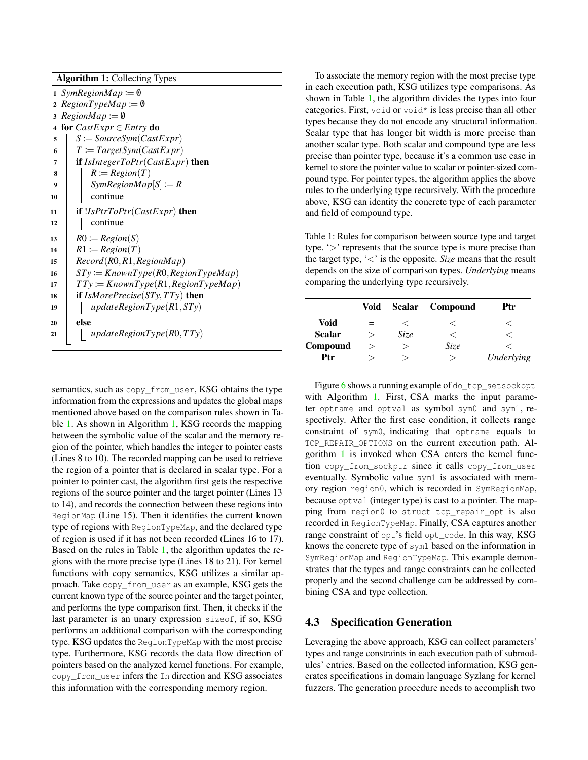**Algorithm 1:** Collecting Types

```
1  SymRegionMap := ∅
2  RegionTypeMap := ∅
3  RegionMap := ∅
4  for CastExpr ∈ Entry do
5      S := SourceSym(CastExpr)
6      T := TargetSym(CastExpr)
7      if IsIntegerToPtr(CastExpr) then
8          R := Region(T)
9          SymRegionMap[S] := R
10         continue
11     if !IsPtrToPtr(CastExpr) then
12         continue
13     R0 := Region(S)
14     R1 := Region(T)
15     Record(R0, R1, RegionMap)
16     STy := KnownType(R0, RegionTypeMap)
17     TTy := KnownType(R1, RegionTypeMap)
18     if IsMorePrecise(STy, TTy) then
19         updateRegionType(R1, STy)
20     else
21         updateRegionType(R0, TTy)
```

semantics, such as copy_from_user, KSG obtains the type information from the expressions and updates the global maps mentioned above based on the comparison rules shown in Table 1. As shown in Algorithm 1, KSG records the mapping between the symbolic value of the scalar and the memory region of the pointer, which handles the integer to pointer casts (Lines 8 to 10). The recorded mapping can be used to retrieve the region of a pointer that is declared in scalar type. For a pointer to pointer cast, the algorithm first gets the respective regions of the source pointer and the target pointer (Lines 13 to 14), and records the connection between these regions into RegionMap (Line 15). Then it identifies the current known type of regions with RegionTypeMap, and the declared type of region is used if it has not been recorded (Lines 16 to 17). Based on the rules in Table 1, the algorithm updates the regions with the more precise type (Lines 18 to 21). For kernel functions with copy semantics, KSG utilizes a similar approach. Take copy_from_user as an example, KSG gets the current known type of the source pointer and the target pointer, and performs the type comparison first. Then, it checks if the last parameter is an unary expression sizeof, if so, KSG performs an additional comparison with the corresponding type. KSG updates the RegionTypeMap with the most precise type. Furthermore, KSG records the data flow direction of pointers based on the analyzed kernel functions. For example, copy_from_user infers the In direction and KSG associates this information with the corresponding memory region.

To associate the memory region with the most precise type in each execution path, KSG utilizes type comparisons. As shown in Table 1, the algorithm divides the types into four categories. First, void or void* is less precise than all other types because they do not encode any structural information. Scalar type that has longer bit width is more precise than another scalar type. Both scalar and compound type are less precise than pointer type, because it's a common use case in kernel to store the pointer value to scalar or pointer-sized compound type. For pointer types, the algorithm applies the above rules to the underlying type recursively. With the procedure above, KSG can identity the concrete type of each parameter and field of compound type.

Table 1: Rules for comparison between source type and target type. '$>$' represents that the source type is more precise than the target type, '$<$' is the opposite. *Size* means that the result depends on the size of comparison types. *Underlying* means comparing the underlying type recursively.

| | Void | Scalar | Compound | Ptr |
|---|---|---|---|---|
| **Void** | = | $<$ | $<$ | $<$ |
| **Scalar** | $>$ | *Size* | $<$ | $<$ |
| **Compound** | $>$ | $>$ | *Size* | $<$ |
| **Ptr** | $>$ | $>$ | $>$ | *Underlying* |

Figure 6 shows a running example of do_tcp_setsockopt with Algorithm 1. First, CSA marks the input parameter optname and optval as symbol sym0 and sym1, respectively. After the first case condition, it collects range constraint of sym0, indicating that optname equals to TCP_REPAIR_OPTIONS on the current execution path. Algorithm 1 is invoked when CSA enters the kernel function copy_from_sockptr since it calls copy_from_user eventually. Symbolic value sym1 is associated with memory region region0, which is recorded in SymRegionMap, because optval (integer type) is cast to a pointer. The mapping from region0 to struct tcp_repair_opt is also recorded in RegionTypeMap. Finally, CSA captures another range constraint of opt's field opt_code. In this way, KSG knows the concrete type of sym1 based on the information in SymRegionMap and RegionTypeMap. This example demonstrates that the types and range constraints can be collected properly and the second challenge can be addressed by combining CSA and type collection.

### 4.3 Specification Generation

Leveraging the above approach, KSG can collect parameters' types and range constraints in each execution path of submodules' entries. Based on the collected information, KSG generates specifications in domain language Syzlang for kernel fuzzers. The generation procedure needs to accomplish two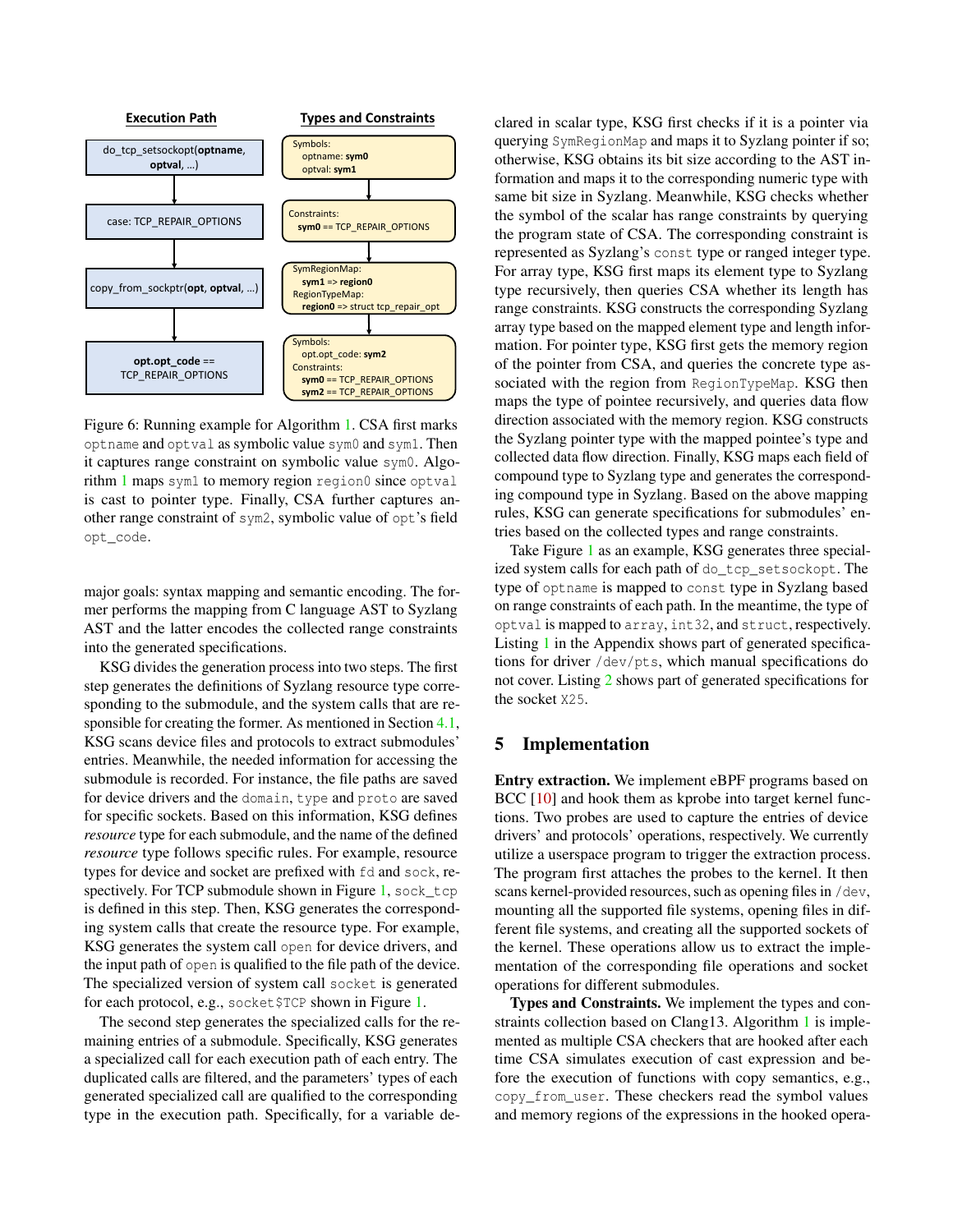**Execution Path** | **Types and Constraints**

do_tcp_setsockopt(**optname**, **optval**, ...) — Symbols: optname: **sym0**, optval: **sym1**

case: TCP_REPAIR_OPTIONS — Constraints: **sym0** == TCP_REPAIR_OPTIONS

copy_from_sockptr(**opt**, **optval**, ...) — SymRegionMap: **sym1** => **region0**; RegionTypeMap: **region0** => struct tcp_repair_opt

**opt.opt_code** == TCP_REPAIR_OPTIONS — Symbols: opt.opt_code: **sym2**; Constraints: **sym0** == TCP_REPAIR_OPTIONS, **sym2** == TCP_REPAIR_OPTIONS

Figure 6: Running example for Algorithm 1. CSA first marks `optname` and `optval` as symbolic value `sym0` and `sym1`. Then it captures range constraint on symbolic value `sym0`. Algorithm 1 maps `sym1` to memory region `region0` since `optval` is cast to pointer type. Finally, CSA further captures another range constraint of `sym2`, symbolic value of `opt`'s field `opt_code`.

major goals: syntax mapping and semantic encoding. The former performs the mapping from C language AST to Syzlang AST and the latter encodes the collected range constraints into the generated specifications.

KSG divides the generation process into two steps. The first step generates the definitions of Syzlang resource type corresponding to the submodule, and the system calls that are responsible for creating the former. As mentioned in Section 4.1, KSG scans device files and protocols to extract submodules' entries. Meanwhile, the needed information for accessing the submodule is recorded. For instance, the file paths are saved for device drivers and the `domain`, `type` and `proto` are saved for specific sockets. Based on this information, KSG defines *resource* type for each submodule, and the name of the defined *resource* type follows specific rules. For example, resource types for device and socket are prefixed with `fd` and `sock`, respectively. For TCP submodule shown in Figure 1, `sock_tcp` is defined in this step. Then, KSG generates the corresponding system calls that create the resource type. For example, KSG generates the system call `open` for device drivers, and the input path of `open` is qualified to the file path of the device. The specialized version of system call `socket` is generated for each protocol, e.g., `socket$TCP` shown in Figure 1.

The second step generates the specialized calls for the remaining entries of a submodule. Specifically, KSG generates a specialized call for each execution path of each entry. The duplicated calls are filtered, and the parameters' types of each generated specialized call are qualified to the corresponding type in the execution path. Specifically, for a variable declared in scalar type, KSG first checks if it is a pointer via querying `SymRegionMap` and maps it to Syzlang pointer if so; otherwise, KSG obtains its bit size according to the AST information and maps it to the corresponding numeric type with same bit size in Syzlang. Meanwhile, KSG checks whether the symbol of the scalar has range constraints by querying the program state of CSA. The corresponding constraint is represented as Syzlang's `const` type or ranged integer type. For array type, KSG first maps its element type to Syzlang type recursively, then queries CSA whether its length has range constraints. KSG constructs the corresponding Syzlang array type based on the mapped element type and length information. For pointer type, KSG first gets the memory region of the pointer from CSA, and queries the concrete type associated with the region from `RegionTypeMap`. KSG then maps the type of pointee recursively, and queries data flow direction associated with the memory region. KSG constructs the Syzlang pointer type with the mapped pointee's type and collected data flow direction. Finally, KSG maps each field of compound type to Syzlang type and generates the corresponding compound type in Syzlang. Based on the above mapping rules, KSG can generate specifications for submodules' entries based on the collected types and range constraints.

Take Figure 1 as an example, KSG generates three specialized system calls for each path of `do_tcp_setsockopt`. The type of `optname` is mapped to `const` type in Syzlang based on range constraints of each path. In the meantime, the type of `optval` is mapped to `array`, `int32`, and `struct`, respectively. Listing 1 in the Appendix shows part of generated specifications for driver `/dev/pts`, which manual specifications do not cover. Listing 2 shows part of generated specifications for the socket `X25`.

## 5 Implementation

**Entry extraction.** We implement eBPF programs based on BCC [10] and hook them as kprobe into target kernel functions. Two probes are used to capture the entries of device drivers' and protocols' operations, respectively. We currently utilize a userspace program to trigger the extraction process. The program first attaches the probes to the kernel. It then scans kernel-provided resources, such as opening files in `/dev`, mounting all the supported file systems, opening files in different file systems, and creating all the supported sockets of the kernel. These operations allow us to extract the implementation of the corresponding file operations and socket operations for different submodules.

**Types and Constraints.** We implement the types and constraints collection based on Clang13. Algorithm 1 is implemented as multiple CSA checkers that are hooked after each time CSA simulates execution of cast expression and before the execution of functions with copy semantics, e.g., `copy_from_user`. These checkers read the symbol values and memory regions of the expressions in the hooked opera-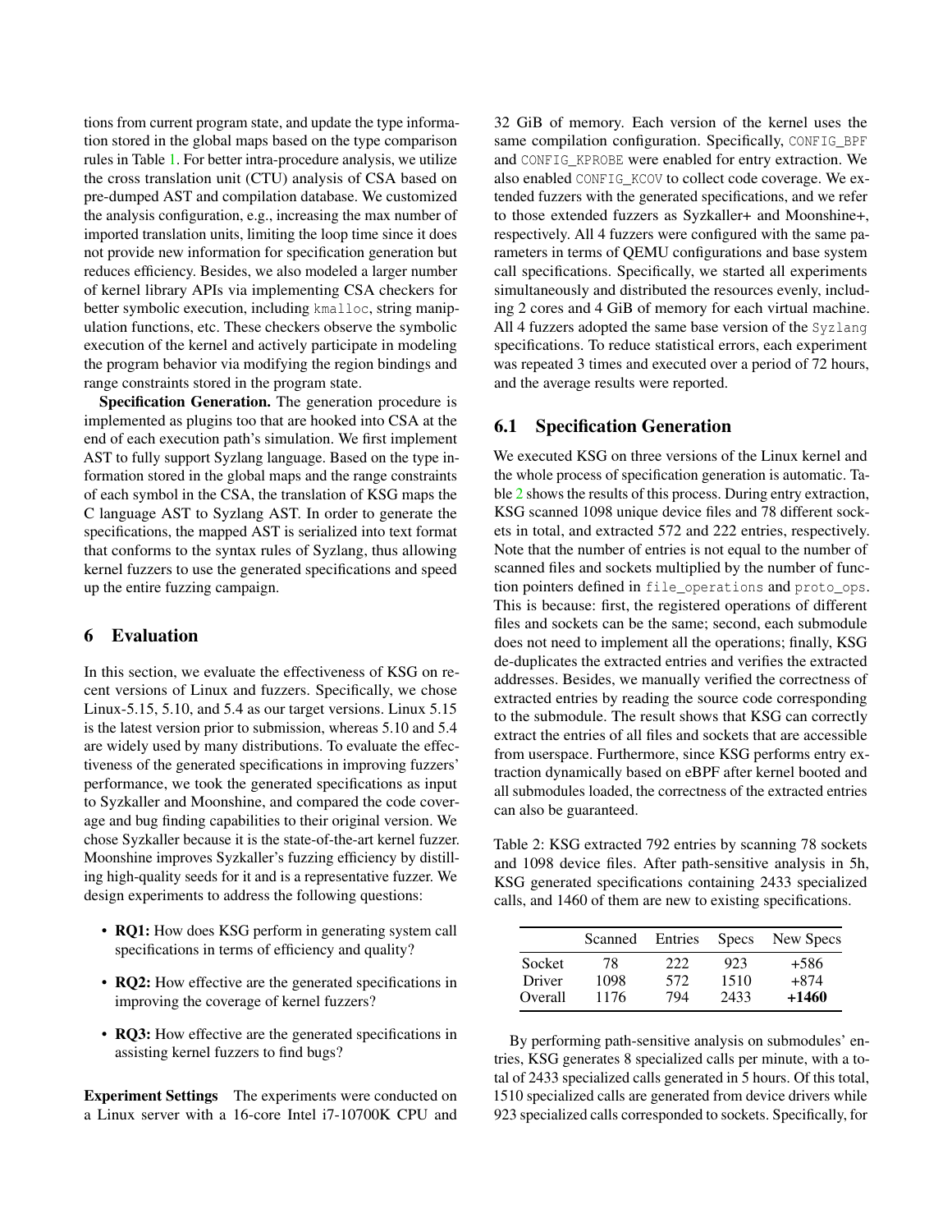tions from current program state, and update the type information stored in the global maps based on the type comparison rules in Table 1. For better intra-procedure analysis, we utilize the cross translation unit (CTU) analysis of CSA based on pre-dumped AST and compilation database. We customized the analysis configuration, e.g., increasing the max number of imported translation units, limiting the loop time since it does not provide new information for specification generation but reduces efficiency. Besides, we also modeled a larger number of kernel library APIs via implementing CSA checkers for better symbolic execution, including `kmalloc`, string manipulation functions, etc. These checkers observe the symbolic execution of the kernel and actively participate in modeling the program behavior via modifying the region bindings and range constraints stored in the program state.

**Specification Generation.** The generation procedure is implemented as plugins too that are hooked into CSA at the end of each execution path's simulation. We first implement AST to fully support Syzlang language. Based on the type information stored in the global maps and the range constraints of each symbol in the CSA, the translation of KSG maps the C language AST to Syzlang AST. In order to generate the specifications, the mapped AST is serialized into text format that conforms to the syntax rules of Syzlang, thus allowing kernel fuzzers to use the generated specifications and speed up the entire fuzzing campaign.

## 6 Evaluation

In this section, we evaluate the effectiveness of KSG on recent versions of Linux and fuzzers. Specifically, we chose Linux-5.15, 5.10, and 5.4 as our target versions. Linux 5.15 is the latest version prior to submission, whereas 5.10 and 5.4 are widely used by many distributions. To evaluate the effectiveness of the generated specifications in improving fuzzers' performance, we took the generated specifications as input to Syzkaller and Moonshine, and compared the code coverage and bug finding capabilities to their original version. We chose Syzkaller because it is the state-of-the-art kernel fuzzer. Moonshine improves Syzkaller's fuzzing efficiency by distilling high-quality seeds for it and is a representative fuzzer. We design experiments to address the following questions:

- **RQ1:** How does KSG perform in generating system call specifications in terms of efficiency and quality?
- **RQ2:** How effective are the generated specifications in improving the coverage of kernel fuzzers?
- **RQ3:** How effective are the generated specifications in assisting kernel fuzzers to find bugs?

**Experiment Settings** The experiments were conducted on a Linux server with a 16-core Intel i7-10700K CPU and 32 GiB of memory. Each version of the kernel uses the same compilation configuration. Specifically, `CONFIG_BPF` and `CONFIG_KPROBE` were enabled for entry extraction. We also enabled `CONFIG_KCOV` to collect code coverage. We extended fuzzers with the generated specifications, and we refer to those extended fuzzers as Syzkaller+ and Moonshine+, respectively. All 4 fuzzers were configured with the same parameters in terms of QEMU configurations and base system call specifications. Specifically, we started all experiments simultaneously and distributed the resources evenly, including 2 cores and 4 GiB of memory for each virtual machine. All 4 fuzzers adopted the same base version of the `Syzlang` specifications. To reduce statistical errors, each experiment was repeated 3 times and executed over a period of 72 hours, and the average results were reported.

### 6.1 Specification Generation

We executed KSG on three versions of the Linux kernel and the whole process of specification generation is automatic. Table 2 shows the results of this process. During entry extraction, KSG scanned 1098 unique device files and 78 different sockets in total, and extracted 572 and 222 entries, respectively. Note that the number of entries is not equal to the number of scanned files and sockets multiplied by the number of function pointers defined in `file_operations` and `proto_ops`. This is because: first, the registered operations of different files and sockets can be the same; second, each submodule does not need to implement all the operations; finally, KSG de-duplicates the extracted entries and verifies the extracted addresses. Besides, we manually verified the correctness of extracted entries by reading the source code corresponding to the submodule. The result shows that KSG can correctly extract the entries of all files and sockets that are accessible from userspace. Furthermore, since KSG performs entry extraction dynamically based on eBPF after kernel booted and all submodules loaded, the correctness of the extracted entries can also be guaranteed.

Table 2: KSG extracted 792 entries by scanning 78 sockets and 1098 device files. After path-sensitive analysis in 5h, KSG generated specifications containing 2433 specialized calls, and 1460 of them are new to existing specifications.

| | Scanned | Entries | Specs | New Specs |
|---|---|---|---|---|
| Socket | 78 | 222 | 923 | +586 |
| Driver | 1098 | 572 | 1510 | +874 |
| Overall | 1176 | 794 | 2433 | **+1460** |

By performing path-sensitive analysis on submodules' entries, KSG generates 8 specialized calls per minute, with a total of 2433 specialized calls generated in 5 hours. Of this total, 1510 specialized calls are generated from device drivers while 923 specialized calls corresponded to sockets. Specifically, for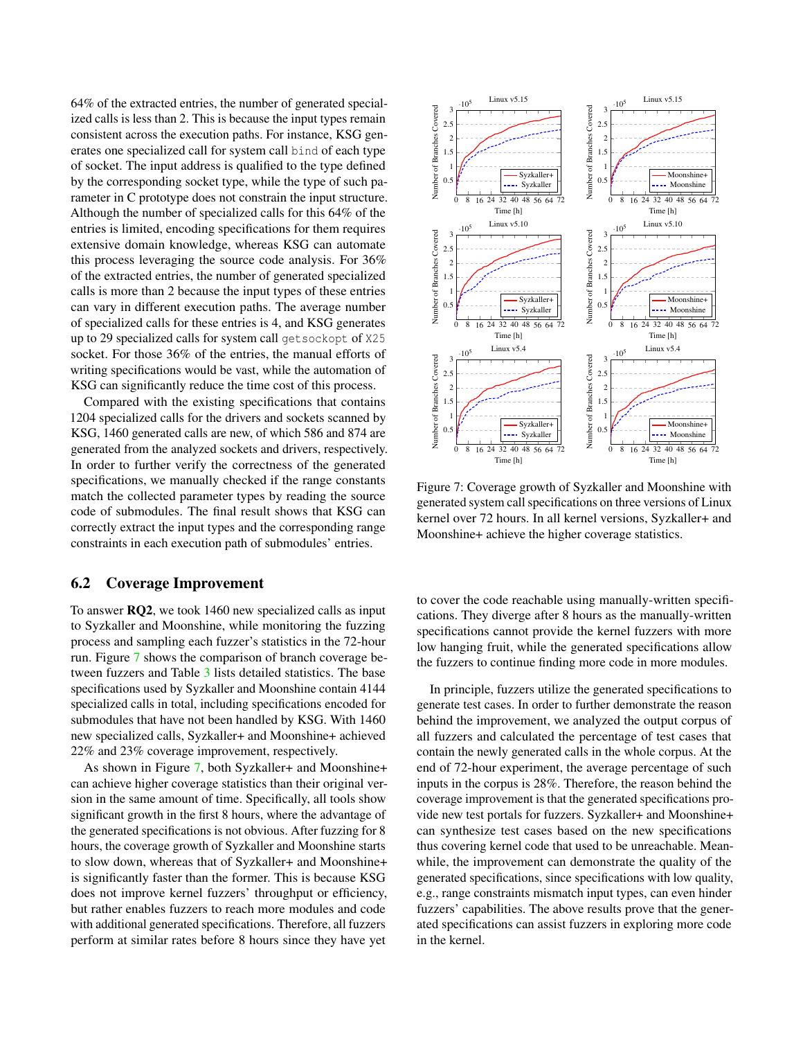64% of the extracted entries, the number of generated specialized calls is less than 2. This is because the input types remain consistent across the execution paths. For instance, KSG generates one specialized call for system call `bind` of each type of socket. The input address is qualified to the type defined by the corresponding socket type, while the type of such parameter in C prototype does not constrain the input structure. Although the number of specialized calls for this 64% of the entries is limited, encoding specifications for them requires extensive domain knowledge, whereas KSG can automate this process leveraging the source code analysis. For 36% of the extracted entries, the number of generated specialized calls is more than 2 because the input types of these entries can vary in different execution paths. The average number of specialized calls for these entries is 4, and KSG generates up to 29 specialized calls for system call `getsockopt` of `X25` socket. For those 36% of the entries, the manual efforts of writing specifications would be vast, while the automation of KSG can significantly reduce the time cost of this process.

Compared with the existing specifications that contains 1204 specialized calls for the drivers and sockets scanned by KSG, 1460 generated calls are new, of which 586 and 874 are generated from the analyzed sockets and drivers, respectively. In order to further verify the correctness of the generated specifications, we manually checked if the range constants match the collected parameter types by reading the source code of submodules. The final result shows that KSG can correctly extract the input types and the corresponding range constraints in each execution path of submodules' entries.

## 6.2 Coverage Improvement

To answer **RQ2**, we took 1460 new specialized calls as input to Syzkaller and Moonshine, while monitoring the fuzzing process and sampling each fuzzer's statistics in the 72-hour run. Figure 7 shows the comparison of branch coverage between fuzzers and Table 3 lists detailed statistics. The base specifications used by Syzkaller and Moonshine contain 4144 specialized calls in total, including specifications encoded for submodules that have not been handled by KSG. With 1460 new specialized calls, Syzkaller+ and Moonshine+ achieved 22% and 23% coverage improvement, respectively.

As shown in Figure 7, both Syzkaller+ and Moonshine+ can achieve higher coverage statistics than their original version in the same amount of time. Specifically, all tools show significant growth in the first 8 hours, where the advantage of the generated specifications is not obvious. After fuzzing for 8 hours, the coverage growth of Syzkaller and Moonshine starts to slow down, whereas that of Syzkaller+ and Moonshine+ is significantly faster than the former. This is because KSG does not improve kernel fuzzers' throughput or efficiency, but rather enables fuzzers to reach more modules and code with additional generated specifications. Therefore, all fuzzers perform at similar rates before 8 hours since they have yet to cover the code reachable using manually-written specifications. They diverge after 8 hours as the manually-written specifications cannot provide the kernel fuzzers with more low hanging fruit, while the generated specifications allow the fuzzers to continue finding more code in more modules.

Figure 7: Coverage growth of Syzkaller and Moonshine with generated system call specifications on three versions of Linux kernel over 72 hours. In all kernel versions, Syzkaller+ and Moonshine+ achieve the higher coverage statistics.

In principle, fuzzers utilize the generated specifications to generate test cases. In order to further demonstrate the reason behind the improvement, we analyzed the output corpus of all fuzzers and calculated the percentage of test cases that contain the newly generated calls in the whole corpus. At the end of 72-hour experiment, the average percentage of such inputs in the corpus is 28%. Therefore, the reason behind the coverage improvement is that the generated specifications provide new test portals for fuzzers. Syzkaller+ and Moonshine+ can synthesize test cases based on the new specifications thus covering kernel code that used to be unreachable. Meanwhile, the improvement can demonstrate the quality of the generated specifications, since specifications with low quality, e.g., range constraints mismatch input types, can even hinder fuzzers' capabilities. The above results prove that the generated specifications can assist fuzzers in exploring more code in the kernel.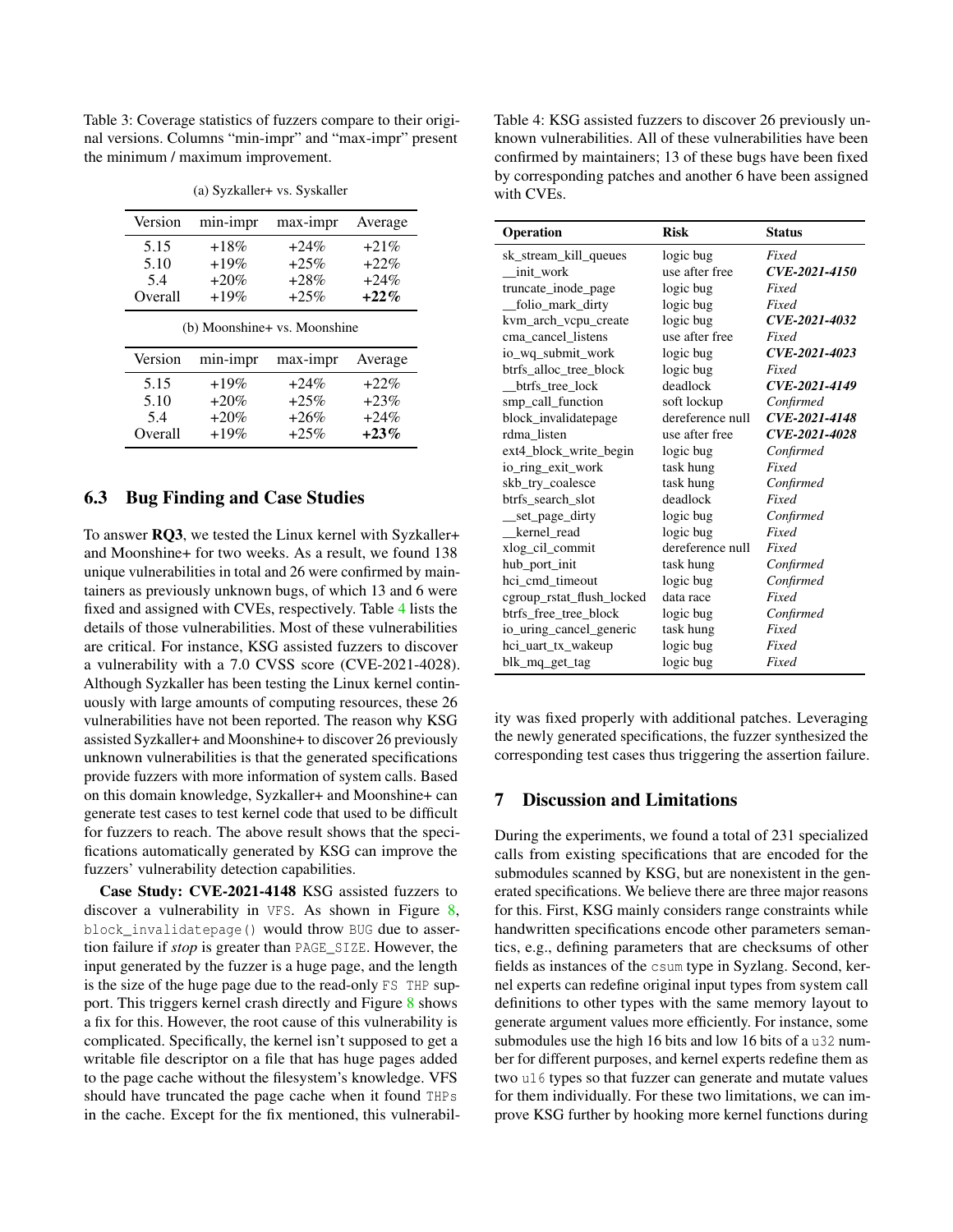Table 3: Coverage statistics of fuzzers compare to their original versions. Columns "min-impr" and "max-impr" present the minimum / maximum improvement.

(a) Syzkaller+ vs. Syskaller

| Version | min-impr | max-impr | Average |
|---|---|---|---|
| 5.15 | +18% | +24% | +21% |
| 5.10 | +19% | +25% | +22% |
| 5.4 | +20% | +28% | +24% |
| Overall | +19% | +25% | **+22%** |

(b) Moonshine+ vs. Moonshine

| Version | min-impr | max-impr | Average |
|---|---|---|---|
| 5.15 | +19% | +24% | +22% |
| 5.10 | +20% | +25% | +23% |
| 5.4 | +20% | +26% | +24% |
| Overall | +19% | +25% | **+23%** |

Table 4: KSG assisted fuzzers to discover 26 previously unknown vulnerabilities. All of these vulnerabilities have been confirmed by maintainers; 13 of these bugs have been fixed by corresponding patches and another 6 have been assigned with CVEs.

| **Operation** | **Risk** | **Status** |
|---|---|---|
| sk_stream_kill_queues | logic bug | *Fixed* |
| __init_work | use after free | ***CVE-2021-4150*** |
| truncate_inode_page | logic bug | *Fixed* |
| __folio_mark_dirty | logic bug | *Fixed* |
| kvm_arch_vcpu_create | logic bug | ***CVE-2021-4032*** |
| cma_cancel_listens | use after free | *Fixed* |
| io_wq_submit_work | logic bug | ***CVE-2021-4023*** |
| btrfs_alloc_tree_block | logic bug | *Fixed* |
| __btrfs_tree_lock | deadlock | ***CVE-2021-4149*** |
| smp_call_function | soft lockup | *Confirmed* |
| block_invalidatepage | dereference null | ***CVE-2021-4148*** |
| rdma_listen | use after free | ***CVE-2021-4028*** |
| ext4_block_write_begin | logic bug | *Confirmed* |
| io_ring_exit_work | task hung | *Fixed* |
| skb_try_coalesce | task hung | *Confirmed* |
| btrfs_search_slot | deadlock | *Fixed* |
| __set_page_dirty | logic bug | *Confirmed* |
| __kernel_read | logic bug | *Fixed* |
| xlog_cil_commit | dereference null | *Fixed* |
| hub_port_init | task hung | *Confirmed* |
| hci_cmd_timeout | logic bug | *Confirmed* |
| cgroup_rstat_flush_locked | data race | *Fixed* |
| btrfs_free_tree_block | logic bug | *Confirmed* |
| io_uring_cancel_generic | task hung | *Fixed* |
| hci_uart_tx_wakeup | logic bug | *Fixed* |
| blk_mq_get_tag | logic bug | *Fixed* |

### 6.3 Bug Finding and Case Studies

To answer **RQ3**, we tested the Linux kernel with Syzkaller+ and Moonshine+ for two weeks. As a result, we found 138 unique vulnerabilities in total and 26 were confirmed by maintainers as previously unknown bugs, of which 13 and 6 were fixed and assigned with CVEs, respectively. Table 4 lists the details of those vulnerabilities. Most of these vulnerabilities are critical. For instance, KSG assisted fuzzers to discover a vulnerability with a 7.0 CVSS score (CVE-2021-4028). Although Syzkaller has been testing the Linux kernel continuously with large amounts of computing resources, these 26 vulnerabilities have not been reported. The reason why KSG assisted Syzkaller+ and Moonshine+ to discover 26 previously unknown vulnerabilities is that the generated specifications provide fuzzers with more information of system calls. Based on this domain knowledge, Syzkaller+ and Moonshine+ can generate test cases to test kernel code that used to be difficult for fuzzers to reach. The above result shows that the specifications automatically generated by KSG can improve the fuzzers' vulnerability detection capabilities.

**Case Study: CVE-2021-4148** KSG assisted fuzzers to discover a vulnerability in `VFS`. As shown in Figure 8, `block_invalidatepage()` would throw `BUG` due to assertion failure if ***stop*** is greater than `PAGE_SIZE`. However, the input generated by the fuzzer is a huge page, and the length is the size of the huge page due to the read-only `FS THP` support. This triggers kernel crash directly and Figure 8 shows a fix for this. However, the root cause of this vulnerability is complicated. Specifically, the kernel isn't supposed to get a writable file descriptor on a file that has huge pages added to the page cache without the filesystem's knowledge. VFS should have truncated the page cache when it found `THPs` in the cache. Except for the fix mentioned, this vulnerability was fixed properly with additional patches. Leveraging the newly generated specifications, the fuzzer synthesized the corresponding test cases thus triggering the assertion failure.

## 7 Discussion and Limitations

During the experiments, we found a total of 231 specialized calls from existing specifications that are encoded for the submodules scanned by KSG, but are nonexistent in the generated specifications. We believe there are three major reasons for this. First, KSG mainly considers range constraints while handwritten specifications encode other parameters semantics, e.g., defining parameters that are checksums of other fields as instances of the `csum` type in Syzlang. Second, kernel experts can redefine original input types from system call definitions to other types with the same memory layout to generate argument values more efficiently. For instance, some submodules use the high 16 bits and low 16 bits of a `u32` number for different purposes, and kernel experts redefine them as two `u16` types so that fuzzer can generate and mutate values for them individually. For these two limitations, we can improve KSG further by hooking more kernel functions during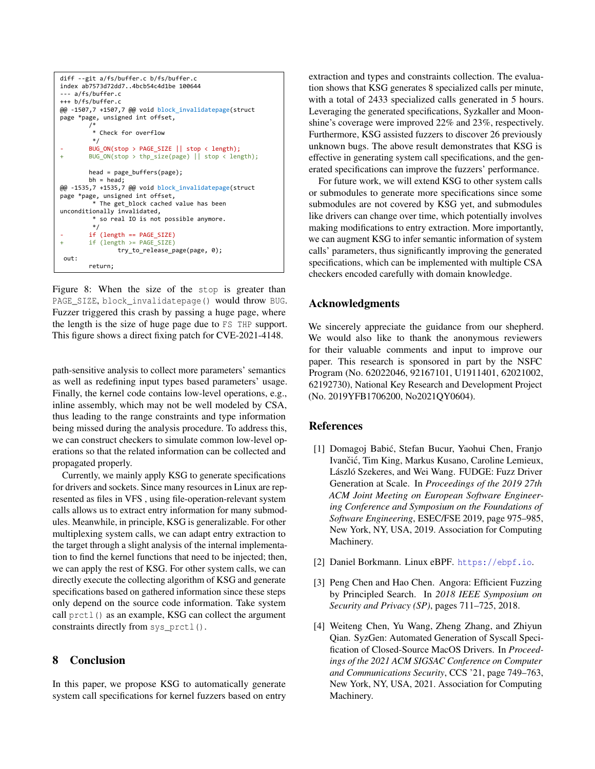```
diff --git a/fs/buffer.c b/fs/buffer.c
index ab7573d72dd7..4bcb54c4d1be 100644
--- a/fs/buffer.c
+++ b/fs/buffer.c
@@ -1507,7 +1507,7 @@ void block_invalidatepage(struct
page *page, unsigned int offset,
        /*
         * Check for overflow
         */
-       BUG_ON(stop > PAGE_SIZE || stop < length);
+       BUG_ON(stop > thp_size(page) || stop < length);

        head = page_buffers(page);
        bh = head;
@@ -1535,7 +1535,7 @@ void block_invalidatepage(struct
page *page, unsigned int offset,
         * The get_block cached value has been
unconditionally invalidated,
         * so real IO is not possible anymore.
         */
-       if (length == PAGE_SIZE)
+       if (length >= PAGE_SIZE)
                try_to_release_page(page, 0);
 out:
        return;
```

Figure 8: When the size of the `stop` is greater than `PAGE_SIZE`, `block_invalidatepage()` would throw `BUG`. Fuzzer triggered this crash by passing a huge page, where the length is the size of huge page due to `FS THP` support. This figure shows a direct fixing patch for CVE-2021-4148.

path-sensitive analysis to collect more parameters' semantics as well as redefining input types based parameters' usage. Finally, the kernel code contains low-level operations, e.g., inline assembly, which may not be well modeled by CSA, thus leading to the range constraints and type information being missed during the analysis procedure. To address this, we can construct checkers to simulate common low-level operations so that the related information can be collected and propagated properly.

Currently, we mainly apply KSG to generate specifications for drivers and sockets. Since many resources in Linux are represented as files in VFS , using file-operation-relevant system calls allows us to extract entry information for many submodules. Meanwhile, in principle, KSG is generalizable. For other multiplexing system calls, we can adapt entry extraction to the target through a slight analysis of the internal implementation to find the kernel functions that need to be injected; then, we can apply the rest of KSG. For other system calls, we can directly execute the collecting algorithm of KSG and generate specifications based on gathered information since these steps only depend on the source code information. Take system call `prctl()` as an example, KSG can collect the argument constraints directly from `sys_prctl()`.

## 8 Conclusion

In this paper, we propose KSG to automatically generate system call specifications for kernel fuzzers based on entry extraction and types and constraints collection. The evaluation shows that KSG generates 8 specialized calls per minute, with a total of 2433 specialized calls generated in 5 hours. Leveraging the generated specifications, Syzkaller and Moonshine's coverage were improved 22% and 23%, respectively. Furthermore, KSG assisted fuzzers to discover 26 previously unknown bugs. The above result demonstrates that KSG is effective in generating system call specifications, and the generated specifications can improve the fuzzers' performance.

For future work, we will extend KSG to other system calls or submodules to generate more specifications since some submodules are not covered by KSG yet, and submodules like drivers can change over time, which potentially involves making modifications to entry extraction. More importantly, we can augment KSG to infer semantic information of system calls' parameters, thus significantly improving the generated specifications, which can be implemented with multiple CSA checkers encoded carefully with domain knowledge.

## Acknowledgments

We sincerely appreciate the guidance from our shepherd. We would also like to thank the anonymous reviewers for their valuable comments and input to improve our paper. This research is sponsored in part by the NSFC Program (No. 62022046, 92167101, U1911401, 62021002, 62192730), National Key Research and Development Project (No. 2019YFB1706200, No2021QY0604).

## References

[1] Domagoj Babić, Stefan Bucur, Yaohui Chen, Franjo Ivančić, Tim King, Markus Kusano, Caroline Lemieux, László Szekeres, and Wei Wang. FUDGE: Fuzz Driver Generation at Scale. In *Proceedings of the 2019 27th ACM Joint Meeting on European Software Engineering Conference and Symposium on the Foundations of Software Engineering*, ESEC/FSE 2019, page 975–985, New York, NY, USA, 2019. Association for Computing Machinery.

[2] Daniel Borkmann. Linux eBPF. https://ebpf.io.

[3] Peng Chen and Hao Chen. Angora: Efficient Fuzzing by Principled Search. In *2018 IEEE Symposium on Security and Privacy (SP)*, pages 711–725, 2018.

[4] Weiteng Chen, Yu Wang, Zheng Zhang, and Zhiyun Qian. SyzGen: Automated Generation of Syscall Specification of Closed-Source MacOS Drivers. In *Proceedings of the 2021 ACM SIGSAC Conference on Computer and Communications Security*, CCS '21, page 749–763, New York, NY, USA, 2021. Association for Computing Machinery.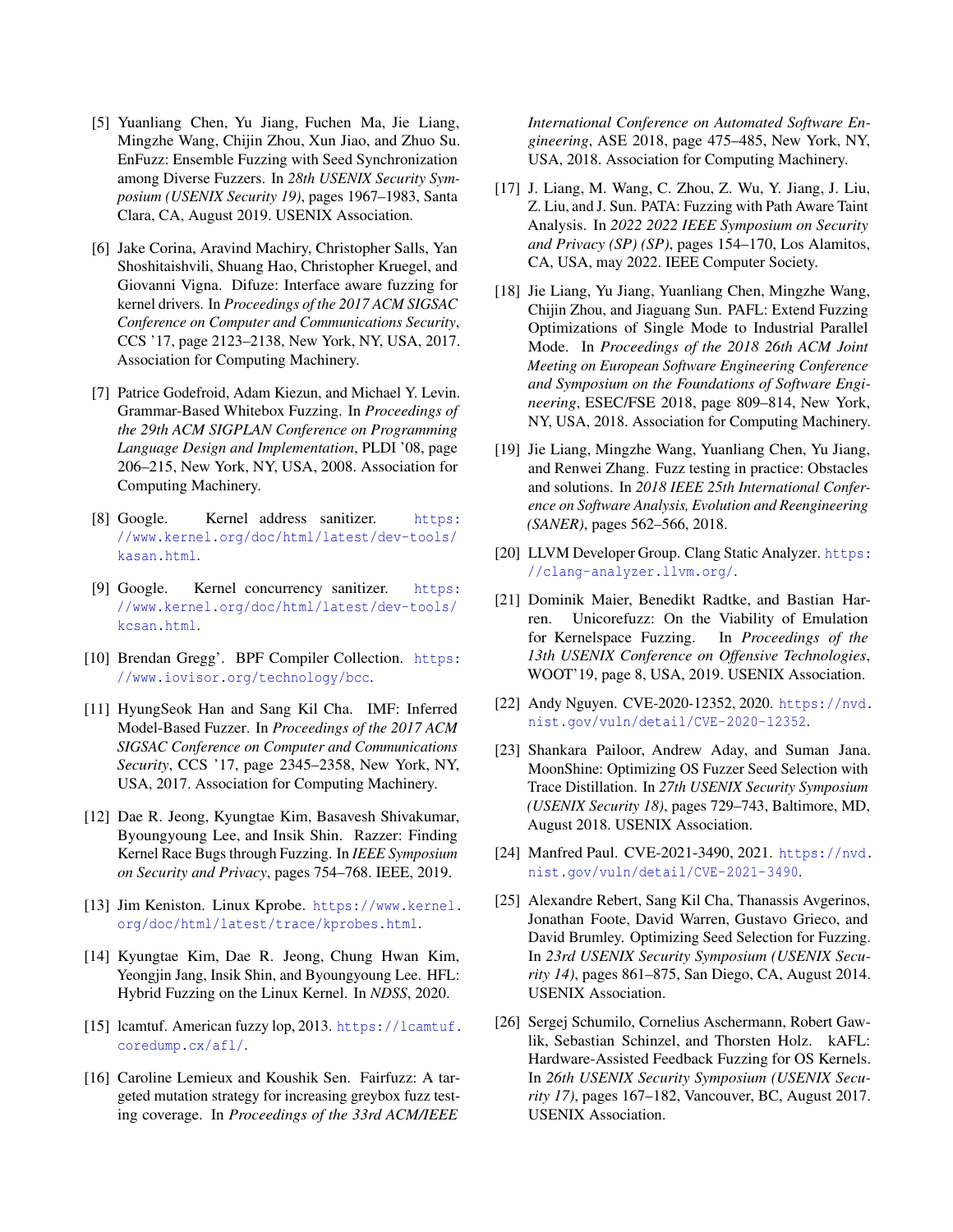[5] Yuanliang Chen, Yu Jiang, Fuchen Ma, Jie Liang, Mingzhe Wang, Chijin Zhou, Xun Jiao, and Zhuo Su. EnFuzz: Ensemble Fuzzing with Seed Synchronization among Diverse Fuzzers. In *28th USENIX Security Symposium (USENIX Security 19)*, pages 1967–1983, Santa Clara, CA, August 2019. USENIX Association.

[6] Jake Corina, Aravind Machiry, Christopher Salls, Yan Shoshitaishvili, Shuang Hao, Christopher Kruegel, and Giovanni Vigna. Difuze: Interface aware fuzzing for kernel drivers. In *Proceedings of the 2017 ACM SIGSAC Conference on Computer and Communications Security*, CCS '17, page 2123–2138, New York, NY, USA, 2017. Association for Computing Machinery.

[7] Patrice Godefroid, Adam Kiezun, and Michael Y. Levin. Grammar-Based Whitebox Fuzzing. In *Proceedings of the 29th ACM SIGPLAN Conference on Programming Language Design and Implementation*, PLDI '08, page 206–215, New York, NY, USA, 2008. Association for Computing Machinery.

[8] Google. Kernel address sanitizer. https://www.kernel.org/doc/html/latest/dev-tools/kasan.html.

[9] Google. Kernel concurrency sanitizer. https://www.kernel.org/doc/html/latest/dev-tools/kcsan.html.

[10] Brendan Gregg'. BPF Compiler Collection. https://www.iovisor.org/technology/bcc.

[11] HyungSeok Han and Sang Kil Cha. IMF: Inferred Model-Based Fuzzer. In *Proceedings of the 2017 ACM SIGSAC Conference on Computer and Communications Security*, CCS '17, page 2345–2358, New York, NY, USA, 2017. Association for Computing Machinery.

[12] Dae R. Jeong, Kyungtae Kim, Basavesh Shivakumar, Byoungyoung Lee, and Insik Shin. Razzer: Finding Kernel Race Bugs through Fuzzing. In *IEEE Symposium on Security and Privacy*, pages 754–768. IEEE, 2019.

[13] Jim Keniston. Linux Kprobe. https://www.kernel.org/doc/html/latest/trace/kprobes.html.

[14] Kyungtae Kim, Dae R. Jeong, Chung Hwan Kim, Yeongjin Jang, Insik Shin, and Byoungyoung Lee. HFL: Hybrid Fuzzing on the Linux Kernel. In *NDSS*, 2020.

[15] lcamtuf. American fuzzy lop, 2013. https://lcamtuf.coredump.cx/afl/.

[16] Caroline Lemieux and Koushik Sen. Fairfuzz: A targeted mutation strategy for increasing greybox fuzz testing coverage. In *Proceedings of the 33rd ACM/IEEE International Conference on Automated Software Engineering*, ASE 2018, page 475–485, New York, NY, USA, 2018. Association for Computing Machinery.

[17] J. Liang, M. Wang, C. Zhou, Z. Wu, Y. Jiang, J. Liu, Z. Liu, and J. Sun. PATA: Fuzzing with Path Aware Taint Analysis. In *2022 2022 IEEE Symposium on Security and Privacy (SP) (SP)*, pages 154–170, Los Alamitos, CA, USA, may 2022. IEEE Computer Society.

[18] Jie Liang, Yu Jiang, Yuanliang Chen, Mingzhe Wang, Chijin Zhou, and Jiaguang Sun. PAFL: Extend Fuzzing Optimizations of Single Mode to Industrial Parallel Mode. In *Proceedings of the 2018 26th ACM Joint Meeting on European Software Engineering Conference and Symposium on the Foundations of Software Engineering*, ESEC/FSE 2018, page 809–814, New York, NY, USA, 2018. Association for Computing Machinery.

[19] Jie Liang, Mingzhe Wang, Yuanliang Chen, Yu Jiang, and Renwei Zhang. Fuzz testing in practice: Obstacles and solutions. In *2018 IEEE 25th International Conference on Software Analysis, Evolution and Reengineering (SANER)*, pages 562–566, 2018.

[20] LLVM Developer Group. Clang Static Analyzer. https://clang-analyzer.llvm.org/.

[21] Dominik Maier, Benedikt Radtke, and Bastian Harren. Unicorefuzz: On the Viability of Emulation for Kernelspace Fuzzing. In *Proceedings of the 13th USENIX Conference on Offensive Technologies*, WOOT'19, page 8, USA, 2019. USENIX Association.

[22] Andy Nguyen. CVE-2020-12352, 2020. https://nvd.nist.gov/vuln/detail/CVE-2020-12352.

[23] Shankara Pailoor, Andrew Aday, and Suman Jana. MoonShine: Optimizing OS Fuzzer Seed Selection with Trace Distillation. In *27th USENIX Security Symposium (USENIX Security 18)*, pages 729–743, Baltimore, MD, August 2018. USENIX Association.

[24] Manfred Paul. CVE-2021-3490, 2021. https://nvd.nist.gov/vuln/detail/CVE-2021-3490.

[25] Alexandre Rebert, Sang Kil Cha, Thanassis Avgerinos, Jonathan Foote, David Warren, Gustavo Grieco, and David Brumley. Optimizing Seed Selection for Fuzzing. In *23rd USENIX Security Symposium (USENIX Security 14)*, pages 861–875, San Diego, CA, August 2014. USENIX Association.

[26] Sergej Schumilo, Cornelius Aschermann, Robert Gawlik, Sebastian Schinzel, and Thorsten Holz. kAFL: Hardware-Assisted Feedback Fuzzing for OS Kernels. In *26th USENIX Security Symposium (USENIX Security 17)*, pages 167–182, Vancouver, BC, August 2017. USENIX Association.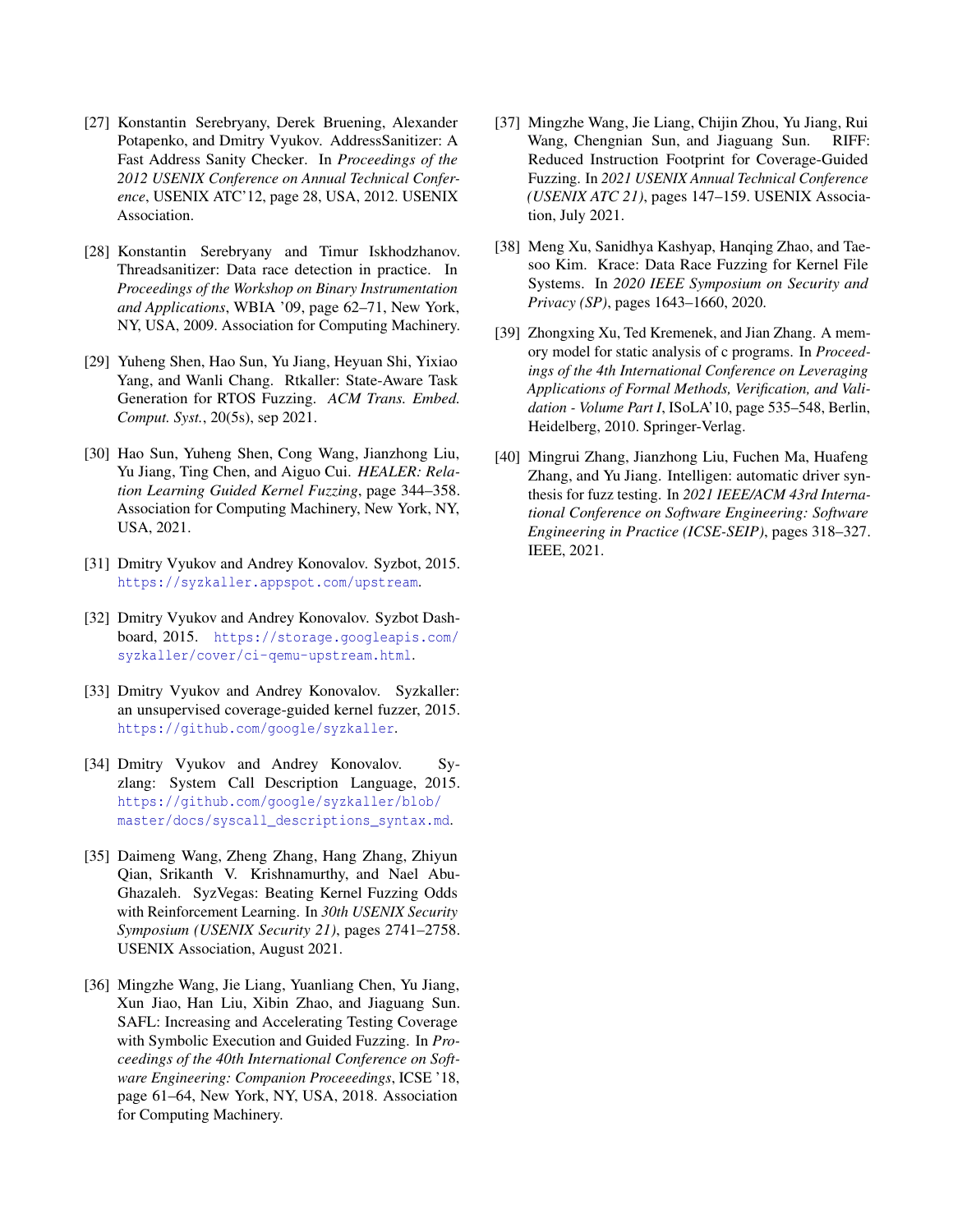[27] Konstantin Serebryany, Derek Bruening, Alexander Potapenko, and Dmitry Vyukov. AddressSanitizer: A Fast Address Sanity Checker. In *Proceedings of the 2012 USENIX Conference on Annual Technical Conference*, USENIX ATC'12, page 28, USA, 2012. USENIX Association.

[28] Konstantin Serebryany and Timur Iskhodzhanov. Threadsanitizer: Data race detection in practice. In *Proceedings of the Workshop on Binary Instrumentation and Applications*, WBIA '09, page 62–71, New York, NY, USA, 2009. Association for Computing Machinery.

[29] Yuheng Shen, Hao Sun, Yu Jiang, Heyuan Shi, Yixiao Yang, and Wanli Chang. Rtkaller: State-Aware Task Generation for RTOS Fuzzing. *ACM Trans. Embed. Comput. Syst.*, 20(5s), sep 2021.

[30] Hao Sun, Yuheng Shen, Cong Wang, Jianzhong Liu, Yu Jiang, Ting Chen, and Aiguo Cui. *HEALER: Relation Learning Guided Kernel Fuzzing*, page 344–358. Association for Computing Machinery, New York, NY, USA, 2021.

[31] Dmitry Vyukov and Andrey Konovalov. Syzbot, 2015. https://syzkaller.appspot.com/upstream.

[32] Dmitry Vyukov and Andrey Konovalov. Syzbot Dashboard, 2015. https://storage.googleapis.com/syzkaller/cover/ci-qemu-upstream.html.

[33] Dmitry Vyukov and Andrey Konovalov. Syzkaller: an unsupervised coverage-guided kernel fuzzer, 2015. https://github.com/google/syzkaller.

[34] Dmitry Vyukov and Andrey Konovalov. Syzlang: System Call Description Language, 2015. https://github.com/google/syzkaller/blob/master/docs/syscall_descriptions_syntax.md.

[35] Daimeng Wang, Zheng Zhang, Hang Zhang, Zhiyun Qian, Srikanth V. Krishnamurthy, and Nael Abu-Ghazaleh. SyzVegas: Beating Kernel Fuzzing Odds with Reinforcement Learning. In *30th USENIX Security Symposium (USENIX Security 21)*, pages 2741–2758. USENIX Association, August 2021.

[36] Mingzhe Wang, Jie Liang, Yuanliang Chen, Yu Jiang, Xun Jiao, Han Liu, Xibin Zhao, and Jiaguang Sun. SAFL: Increasing and Accelerating Testing Coverage with Symbolic Execution and Guided Fuzzing. In *Proceedings of the 40th International Conference on Software Engineering: Companion Proceeedings*, ICSE '18, page 61–64, New York, NY, USA, 2018. Association for Computing Machinery.

[37] Mingzhe Wang, Jie Liang, Chijin Zhou, Yu Jiang, Rui Wang, Chengnian Sun, and Jiaguang Sun. RIFF: Reduced Instruction Footprint for Coverage-Guided Fuzzing. In *2021 USENIX Annual Technical Conference (USENIX ATC 21)*, pages 147–159. USENIX Association, July 2021.

[38] Meng Xu, Sanidhya Kashyap, Hanqing Zhao, and Taesoo Kim. Krace: Data Race Fuzzing for Kernel File Systems. In *2020 IEEE Symposium on Security and Privacy (SP)*, pages 1643–1660, 2020.

[39] Zhongxing Xu, Ted Kremenek, and Jian Zhang. A memory model for static analysis of c programs. In *Proceedings of the 4th International Conference on Leveraging Applications of Formal Methods, Verification, and Validation - Volume Part I*, ISoLA'10, page 535–548, Berlin, Heidelberg, 2010. Springer-Verlag.

[40] Mingrui Zhang, Jianzhong Liu, Fuchen Ma, Huafeng Zhang, and Yu Jiang. Intelligen: automatic driver synthesis for fuzz testing. In *2021 IEEE/ACM 43rd International Conference on Software Engineering: Software Engineering in Practice (ICSE-SEIP)*, pages 318–327. IEEE, 2021.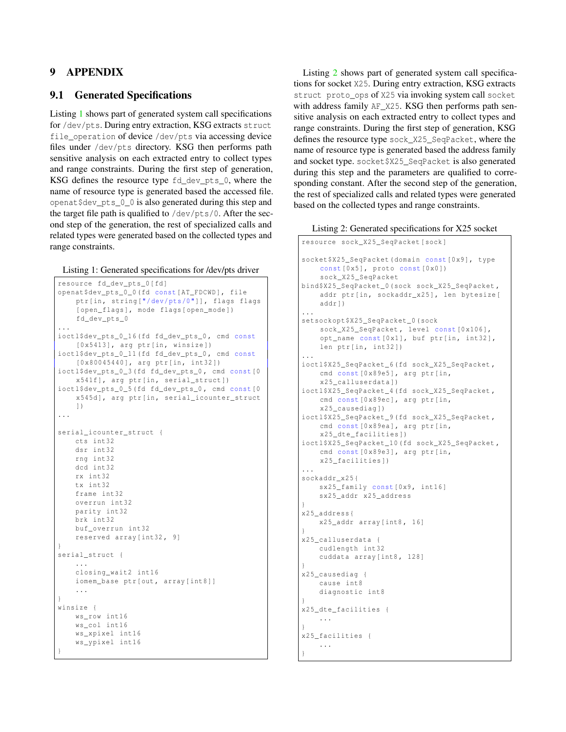## 9 APPENDIX

### 9.1 Generated Specifications

Listing 1 shows part of generated system call specifications for /dev/pts. During entry extraction, KSG extracts struct file_operation of device /dev/pts via accessing device files under /dev/pts directory. KSG then performs path sensitive analysis on each extracted entry to collect types and range constraints. During the first step of generation, KSG defines the resource type fd_dev_pts_0, where the name of resource type is generated based the accessed file. openat$dev_pts_0_0 is also generated during this step and the target file path is qualified to /dev/pts/0. After the second step of the generation, the rest of specialized calls and related types were generated based on the collected types and range constraints.

Listing 1: Generated specifications for /dev/pts driver

```
resource fd_dev_pts_0[fd]
openat$dev_pts_0_0(fd const[AT_FDCWD], file
    ptr[in, string["/dev/pts/0"]], flags flags
    [open_flags], mode flags[open_mode])
    fd_dev_pts_0
...
ioctl$dev_pts_0_16(fd fd_dev_pts_0, cmd const
    [0x5413], arg ptr[in, winsize])
ioctl$dev_pts_0_11(fd fd_dev_pts_0, cmd const
    [0x80045440], arg ptr[in, int32])
ioctl$dev_pts_0_3(fd fd_dev_pts_0, cmd const[0
    x541f], arg ptr[in, serial_struct])
ioctl$dev_pts_0_5(fd fd_dev_pts_0, cmd const[0
    x545d], arg ptr[in, serial_icounter_struct
    ])
...

serial_icounter_struct {
    cts int32
    dsr int32
    rng int32
    dcd int32
    rx int32
    tx int32
    frame int32
    overrun int32
    parity int32
    brk int32
    buf_overrun int32
    reserved array[int32, 9]
}
serial_struct {
    ...
    closing_wait2 int16
    iomem_base ptr[out, array[int8]]
    ...
}
winsize {
    ws_row int16
    ws_col int16
    ws_xpixel int16
    ws_ypixel int16
}
```

Listing 2 shows part of generated system call specifications for socket X25. During entry extraction, KSG extracts struct proto_ops of X25 via invoking system call socket with address family AF_X25. KSG then performs path sensitive analysis on each extracted entry to collect types and range constraints. During the first step of generation, KSG defines the resource type sock_X25_SeqPacket, where the name of resource type is generated based the address family and socket type. socket$X25_SeqPacket is also generated during this step and the parameters are qualified to corresponding constant. After the second step of the generation, the rest of specialized calls and related types were generated based on the collected types and range constraints.

Listing 2: Generated specifications for X25 socket

```
resource sock_X25_SeqPacket[sock]

socket$X25_SeqPacket(domain const[0x9], type
    const[0x5], proto const[0x0])
    sock_X25_SeqPacket
bind$X25_SeqPacket_0(sock sock_X25_SeqPacket,
    addr ptr[in, sockaddr_x25], len bytesize[
    addr])
...
setsockopt$X25_SeqPacket_0(sock
    sock_X25_SeqPacket, level const[0x106],
    opt_name const[0x1], buf ptr[in, int32],
    len ptr[in, int32])
...
ioctl$X25_SeqPacket_6(fd sock_X25_SeqPacket,
    cmd const[0x89e5], arg ptr[in,
    x25_calluserdata])
ioctl$X25_SeqPacket_4(fd sock_X25_SeqPacket,
    cmd const[0x89ec], arg ptr[in,
    x25_causediag])
ioctl$X25_SeqPacket_9(fd sock_X25_SeqPacket,
    cmd const[0x89ea], arg ptr[in,
    x25_dte_facilities])
ioctl$X25_SeqPacket_10(fd sock_X25_SeqPacket,
    cmd const[0x89e3], arg ptr[in,
    x25_facilities])
...
sockaddr_x25{
    sx25_family const[0x9, int16]
    sx25_addr x25_address
}
x25_address{
    x25_addr array[int8, 16]
}
x25_calluserdata {
    cudlength int32
    cuddata array[int8, 128]
}
x25_causediag {
    cause int8
    diagnostic int8
}
x25_dte_facilities {
    ...
}
x25_facilities {
    ...
}
```